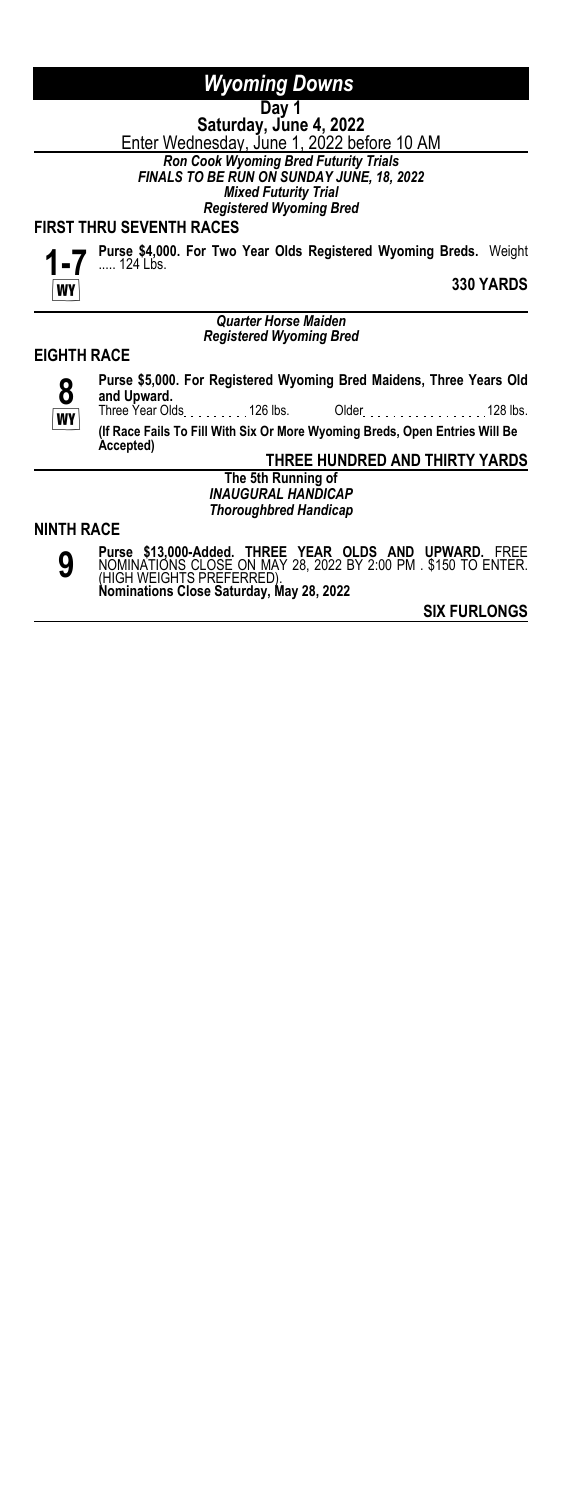# *Wyoming Downs*

**Day 1**

**Saturday, June 4, 2022**

Enter Wednesday, June 1, 2022 before 10 AM

***Ron Cook Wyoming Bred Futurity Trials***
***FINALS TO BE RUN ON SUNDAY JUNE, 18, 2022***
***Mixed Futurity Trial***
***Registered Wyoming Bred***

**FIRST THRU SEVENTH RACES**

**1-7** WY

**Purse $4,000. For Two Year Olds Registered Wyoming Breds.** Weight ..... 124 Lbs.

**330 YARDS**

---

***Quarter Horse Maiden***
***Registered Wyoming Bred***

**EIGHTH RACE**

**8** WY

**Purse $5,000. For Registered Wyoming Bred Maidens, Three Years Old and Upward.**

Three Year Olds . . . . . . . . 126 lbs. Older . . . . . . . . . . . . . . . 128 lbs.

**(If Race Fails To Fill With Six Or More Wyoming Breds, Open Entries Will Be Accepted)**

**THREE HUNDRED AND THIRTY YARDS**

---

**The 5th Running of**
***INAUGURAL HANDICAP***
***Thoroughbred Handicap***

**NINTH RACE**

**9**

**Purse $13,000-Added. THREE YEAR OLDS AND UPWARD.** FREE NOMINATIONS CLOSE ON MAY 28, 2022 BY 2:00 PM . $150 TO ENTER. (HIGH WEIGHTS PREFERRED).
**Nominations Close Saturday, May 28, 2022**

**SIX FURLONGS**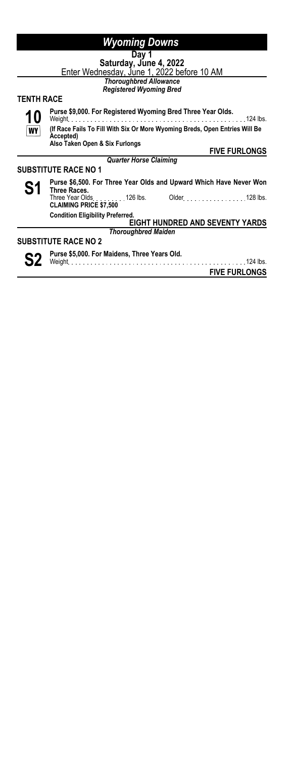# *Wyoming Downs*

**Day 1**
**Saturday, June 4, 2022**
Enter Wednesday, June 1, 2022 before 10 AM

***Thoroughbred Allowance***
***Registered Wyoming Bred***

## TENTH RACE

**10**
**WY**

**Purse $9,000. For Registered Wyoming Bred Three Year Olds.**
Weight . . . . . . . . . . . . . . . . . . . . . . . . . . . . . . . . . . . . . . . . . . . . . 124 lbs.
**(If Race Fails To Fill With Six Or More Wyoming Breds, Open Entries Will Be Accepted)**
**Also Taken Open & Six Furlongs**

**FIVE FURLONGS**

***Quarter Horse Claiming***

## SUBSTITUTE RACE NO 1

**S1**

**Purse $6,500. For Three Year Olds and Upward Which Have Never Won Three Races.**
Three Year Olds . . . . . . . . . 126 lbs. Older . . . . . . . . . . . . . . . . 128 lbs.
**CLAIMING PRICE $7,500**
**Condition Eligibility Preferred.**

**EIGHT HUNDRED AND SEVENTY YARDS**

***Thoroughbred Maiden***

## SUBSTITUTE RACE NO 2

**S2**

**Purse $5,000. For Maidens, Three Years Old.**
Weight . . . . . . . . . . . . . . . . . . . . . . . . . . . . . . . . . . . . . . . . . . . . . 124 lbs.

**FIVE FURLONGS**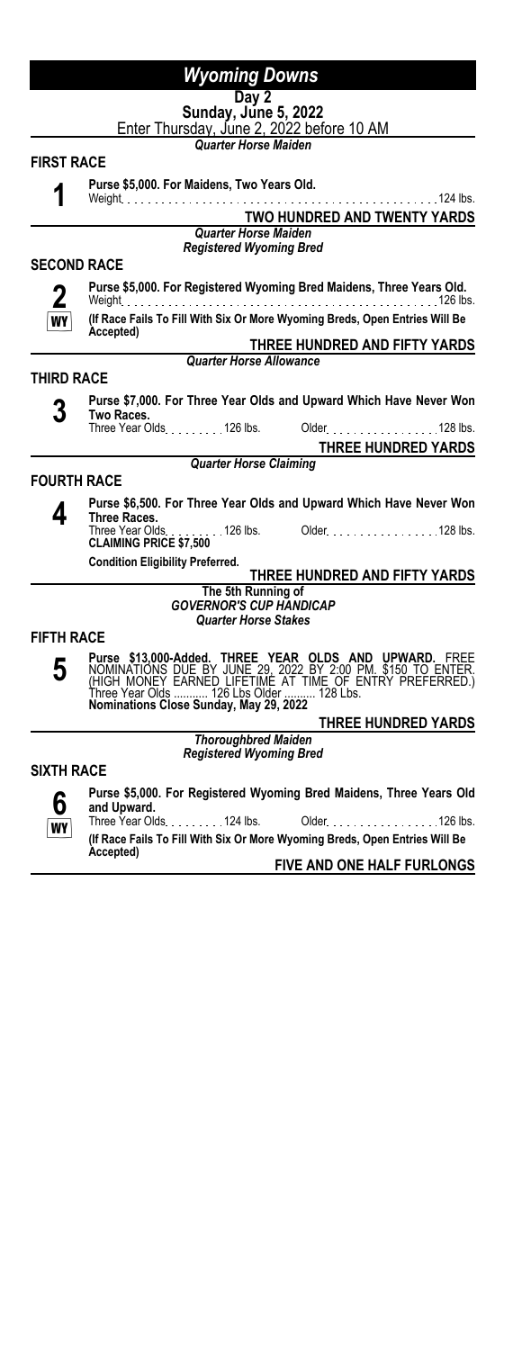# Wyoming Downs

**Day 2**
**Sunday, June 5, 2022**
Enter Thursday, June 2, 2022 before 10 AM

*Quarter Horse Maiden*

## FIRST RACE

**1**

**Purse $5,000. For Maidens, Two Years Old.**
Weight . . . . . . . . . . . . . . . . . . . . . . . . . . . . . . . . . . . . . . . . . . . . . 124 lbs.

**TWO HUNDRED AND TWENTY YARDS**

*Quarter Horse Maiden*
*Registered Wyoming Bred*

## SECOND RACE

**2**
WY

**Purse $5,000. For Registered Wyoming Bred Maidens, Three Years Old.**
Weight . . . . . . . . . . . . . . . . . . . . . . . . . . . . . . . . . . . . . . . . . . . . . 126 lbs.
**(If Race Fails To Fill With Six Or More Wyoming Breds, Open Entries Will Be Accepted)**

**THREE HUNDRED AND FIFTY YARDS**

*Quarter Horse Allowance*

## THIRD RACE

**3**

**Purse $7,000. For Three Year Olds and Upward Which Have Never Won Two Races.**
Three Year Olds . . . . . . . . 126 lbs. Older . . . . . . . . . . . . . . . . 128 lbs.

**THREE HUNDRED YARDS**

*Quarter Horse Claiming*

## FOURTH RACE

**4**

**Purse $6,500. For Three Year Olds and Upward Which Have Never Won Three Races.**
Three Year Olds . . . . . . . . 126 lbs. Older . . . . . . . . . . . . . . . . 128 lbs.
**CLAIMING PRICE $7,500**

**Condition Eligibility Preferred.**

**THREE HUNDRED AND FIFTY YARDS**

**The 5th Running of**
***GOVERNOR'S CUP HANDICAP***
***Quarter Horse Stakes***

## FIFTH RACE

**5**

**Purse $13,000-Added. THREE YEAR OLDS AND UPWARD.** FREE NOMINATIONS DUE BY JUNE 29, 2022 BY 2:00 PM. $150 TO ENTER. (HIGH MONEY EARNED LIFETIME AT TIME OF ENTRY PREFERRED.) Three Year Olds ........... 126 Lbs Older .......... 128 Lbs.
**Nominations Close Sunday, May 29, 2022**

**THREE HUNDRED YARDS**

*Thoroughbred Maiden*
*Registered Wyoming Bred*

## SIXTH RACE

**6**
WY

**Purse $5,000. For Registered Wyoming Bred Maidens, Three Years Old and Upward.**
Three Year Olds . . . . . . . . 124 lbs. Older . . . . . . . . . . . . . . . . 126 lbs.
**(If Race Fails To Fill With Six Or More Wyoming Breds, Open Entries Will Be Accepted)**

**FIVE AND ONE HALF FURLONGS**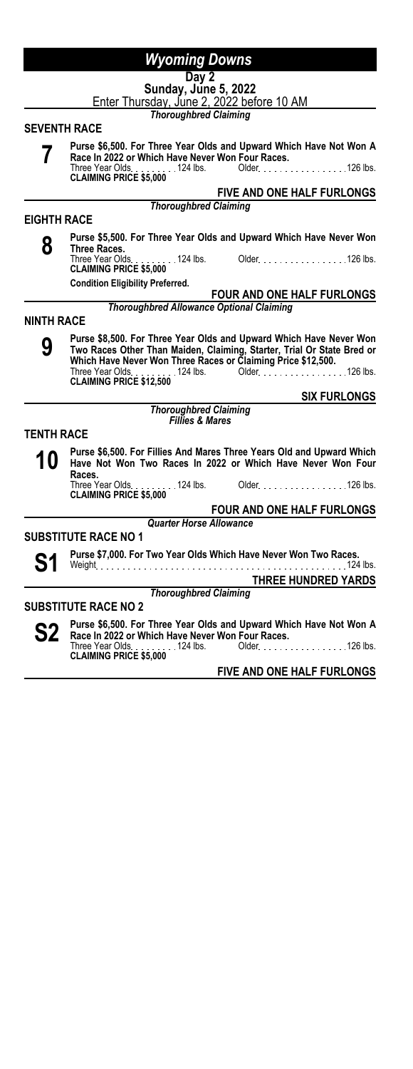# Wyoming Downs

**Day 2**

**Sunday, June 5, 2022**

Enter Thursday, June 2, 2022 before 10 AM

*Thoroughbred Claiming*

## SEVENTH RACE

**7**

**Purse $6,500. For Three Year Olds and Upward Which Have Not Won A Race In 2022 or Which Have Never Won Four Races.**

Three Year Olds . . . . . . . . . 124 lbs. Older . . . . . . . . . . . . . . . . 126 lbs.

**CLAIMING PRICE $5,000**

**FIVE AND ONE HALF FURLONGS**

*Thoroughbred Claiming*

## EIGHTH RACE

**8**

**Purse $5,500. For Three Year Olds and Upward Which Have Never Won Three Races.**

Three Year Olds . . . . . . . . . 124 lbs. Older . . . . . . . . . . . . . . . . 126 lbs.

**CLAIMING PRICE $5,000**

**Condition Eligibility Preferred.**

**FOUR AND ONE HALF FURLONGS**

*Thoroughbred Allowance Optional Claiming*

## NINTH RACE

**9**

**Purse $8,500. For Three Year Olds and Upward Which Have Never Won Two Races Other Than Maiden, Claiming, Starter, Trial Or State Bred or Which Have Never Won Three Races or Claiming Price $12,500.**

Three Year Olds . . . . . . . . . 124 lbs. Older . . . . . . . . . . . . . . . . 126 lbs.

**CLAIMING PRICE $12,500**

**SIX FURLONGS**

*Thoroughbred Claiming*
*Fillies & Mares*

## TENTH RACE

**10**

**Purse $6,500. For Fillies And Mares Three Years Old and Upward Which Have Not Won Two Races In 2022 or Which Have Never Won Four Races.**

Three Year Olds . . . . . . . . . 124 lbs. Older . . . . . . . . . . . . . . . . 126 lbs.

**CLAIMING PRICE $5,000**

**FOUR AND ONE HALF FURLONGS**

*Quarter Horse Allowance*

## SUBSTITUTE RACE NO 1

**S1**

**Purse $7,000. For Two Year Olds Which Have Never Won Two Races.**

Weight . . . . . . . . . . . . . . . . . . . . . . . . . . . . . . . . . . . . . . . . . . . . . . 124 lbs.

**THREE HUNDRED YARDS**

*Thoroughbred Claiming*

## SUBSTITUTE RACE NO 2

**S2**

**Purse $6,500. For Three Year Olds and Upward Which Have Not Won A Race In 2022 or Which Have Never Won Four Races.**

Three Year Olds . . . . . . . . . 124 lbs. Older . . . . . . . . . . . . . . . . 126 lbs.

**CLAIMING PRICE $5,000**

**FIVE AND ONE HALF FURLONGS**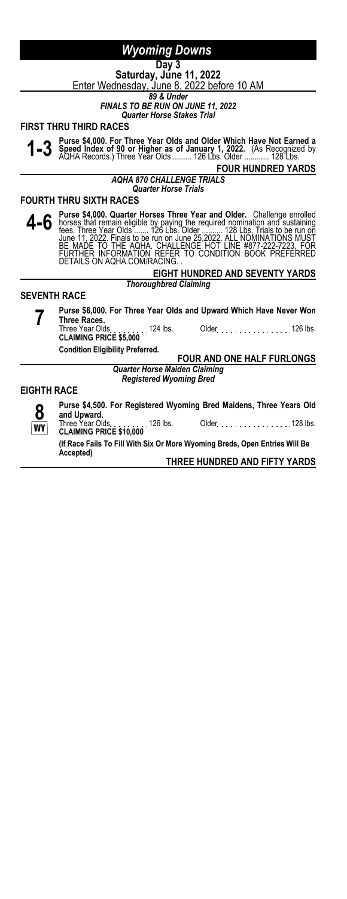# Wyoming Downs

**Day 3**

**Saturday, June 11, 2022**

Enter Wednesday, June 8, 2022 before 10 AM

***89 & Under***

***FINALS TO BE RUN ON JUNE 11, 2022***

***Quarter Horse Stakes Trial***

## FIRST THRU THIRD RACES

**1-3** **Purse $4,000. For Three Year Olds and Older Which Have Not Earned a Speed Index of 90 or Higher as of January 1, 2022.** (As Recognized by AQHA Records.) Three Year Olds ......... 126 Lbs. Older ............ 128 Lbs.

**FOUR HUNDRED YARDS**

***AQHA 870 CHALLENGE TRIALS***

***Quarter Horse Trials***

## FOURTH THRU SIXTH RACES

**4-6** **Purse $4,000. Quarter Horses Three Year and Older.** Challenge enrolled horses that remain eligible by paying the required nomination and sustaining fees. Three Year Olds ....... 126 Lbs. Older .......... 128 Lbs. Trials to be run on June 11, 2022. Finals to be run on June 25,2022. ALL NOMINATIONS MUST BE MADE TO THE AQHA. CHALLENGE HOT LINE #877-222-7223. FOR FURTHER INFORMATION REFER TO CONDITION BOOK PREFERRED DETAILS ON AQHA.COM/RACING. .

**EIGHT HUNDRED AND SEVENTY YARDS**

***Thoroughbred Claiming***

## SEVENTH RACE

**7** **Purse $6,000. For Three Year Olds and Upward Which Have Never Won Three Races.**

Three Year Olds . . . . . . . . . 124 lbs. Older . . . . . . . . . . . . . . . . 126 lbs.

**CLAIMING PRICE $5,000**

**Condition Eligibility Preferred.**

**FOUR AND ONE HALF FURLONGS**

***Quarter Horse Maiden Claiming***

***Registered Wyoming Bred***

## EIGHTH RACE

**8** WY **Purse $4,500. For Registered Wyoming Bred Maidens, Three Years Old and Upward.**

Three Year Olds . . . . . . . . . 126 lbs. Older . . . . . . . . . . . . . . . . 128 lbs.

**CLAIMING PRICE $10,000**

**(If Race Fails To Fill With Six Or More Wyoming Breds, Open Entries Will Be Accepted)**

**THREE HUNDRED AND FIFTY YARDS**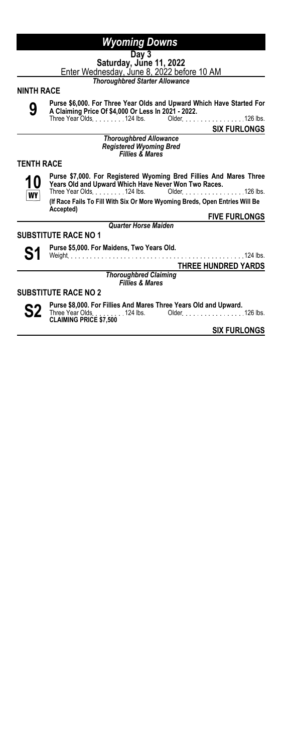# *Wyoming Downs*

**Day 3**

**Saturday, June 11, 2022**

Enter Wednesday, June 8, 2022 before 10 AM

*Thoroughbred Starter Allowance*

## NINTH RACE

**9**

**Purse $6,000. For Three Year Olds and Upward Which Have Started For A Claiming Price Of $4,000 Or Less In 2021 - 2022.**

Three Year Olds . . . . . . . . 124 lbs. Older . . . . . . . . . . . . . . . . 126 lbs.

**SIX FURLONGS**

*Thoroughbred Allowance*
*Registered Wyoming Bred*
*Fillies & Mares*

## TENTH RACE

**10** WY

**Purse $7,000. For Registered Wyoming Bred Fillies And Mares Three Years Old and Upward Which Have Never Won Two Races.**

Three Year Olds . . . . . . . . 124 lbs. Older . . . . . . . . . . . . . . . . 126 lbs.

**(If Race Fails To Fill With Six Or More Wyoming Breds, Open Entries Will Be Accepted)**

**FIVE FURLONGS**

*Quarter Horse Maiden*

## SUBSTITUTE RACE NO 1

**S1**

**Purse $5,000. For Maidens, Two Years Old.**

Weight . . . . . . . . . . . . . . . . . . . . . . . . . . . . . . . . . . . . . . . . . . . . 124 lbs.

**THREE HUNDRED YARDS**

*Thoroughbred Claiming*
*Fillies & Mares*

## SUBSTITUTE RACE NO 2

**S2**

**Purse $8,000. For Fillies And Mares Three Years Old and Upward.**

Three Year Olds . . . . . . . . 124 lbs. Older . . . . . . . . . . . . . . . . 126 lbs.

**CLAIMING PRICE $7,500**

**SIX FURLONGS**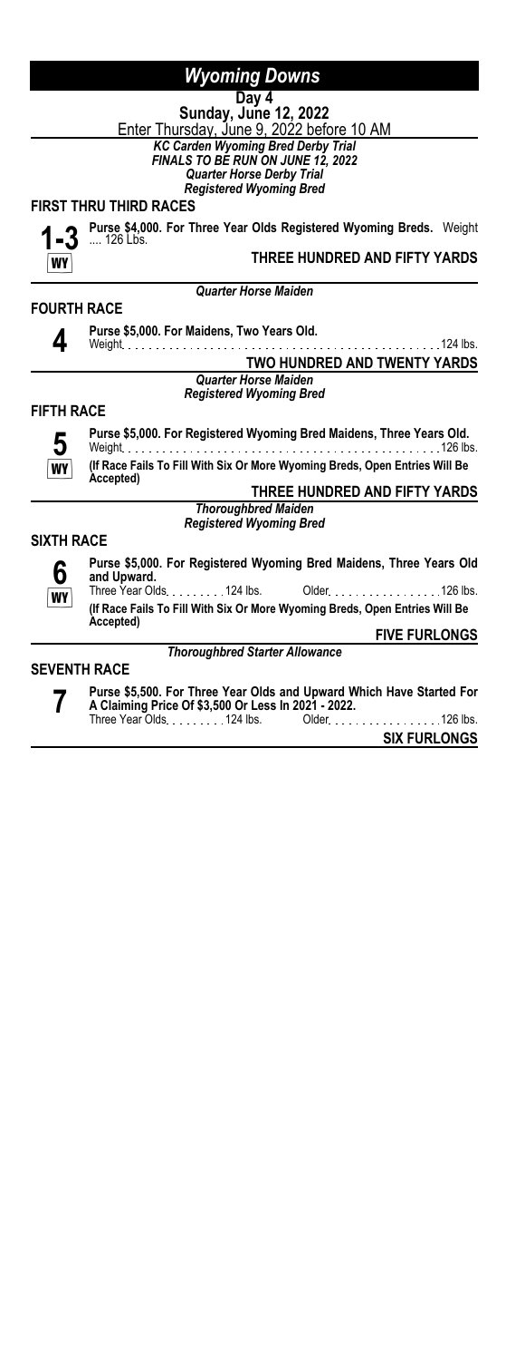# Wyoming Downs

**Day 4**
**Sunday, June 12, 2022**
Enter Thursday, June 9, 2022 before 10 AM

***KC Carden Wyoming Bred Derby Trial***
***FINALS TO BE RUN ON JUNE 12, 2022***
***Quarter Horse Derby Trial***
***Registered Wyoming Bred***

## FIRST THRU THIRD RACES

**1-3** WY

**Purse $4,000. For Three Year Olds Registered Wyoming Breds.** Weight .... 126 Lbs.

**THREE HUNDRED AND FIFTY YARDS**

***Quarter Horse Maiden***

## FOURTH RACE

**4**

**Purse $5,000. For Maidens, Two Years Old.**
Weight . . . . . . . . . . . . . . . . . . . . . . . . . . . . . . . . . . . . . . . . . . . . . 124 lbs.

**TWO HUNDRED AND TWENTY YARDS**

***Quarter Horse Maiden***
***Registered Wyoming Bred***

## FIFTH RACE

**5** WY

**Purse $5,000. For Registered Wyoming Bred Maidens, Three Years Old.**
Weight . . . . . . . . . . . . . . . . . . . . . . . . . . . . . . . . . . . . . . . . . . . . . 126 lbs.
**(If Race Fails To Fill With Six Or More Wyoming Breds, Open Entries Will Be Accepted)**

**THREE HUNDRED AND FIFTY YARDS**

***Thoroughbred Maiden***
***Registered Wyoming Bred***

## SIXTH RACE

**6** WY

**Purse $5,000. For Registered Wyoming Bred Maidens, Three Years Old and Upward.**
Three Year Olds . . . . . . . . 124 lbs. Older . . . . . . . . . . . . . . . . 126 lbs.
**(If Race Fails To Fill With Six Or More Wyoming Breds, Open Entries Will Be Accepted)**

**FIVE FURLONGS**

***Thoroughbred Starter Allowance***

## SEVENTH RACE

**7**

**Purse $5,500. For Three Year Olds and Upward Which Have Started For A Claiming Price Of $3,500 Or Less In 2021 - 2022.**
Three Year Olds . . . . . . . . 124 lbs. Older . . . . . . . . . . . . . . . . 126 lbs.

**SIX FURLONGS**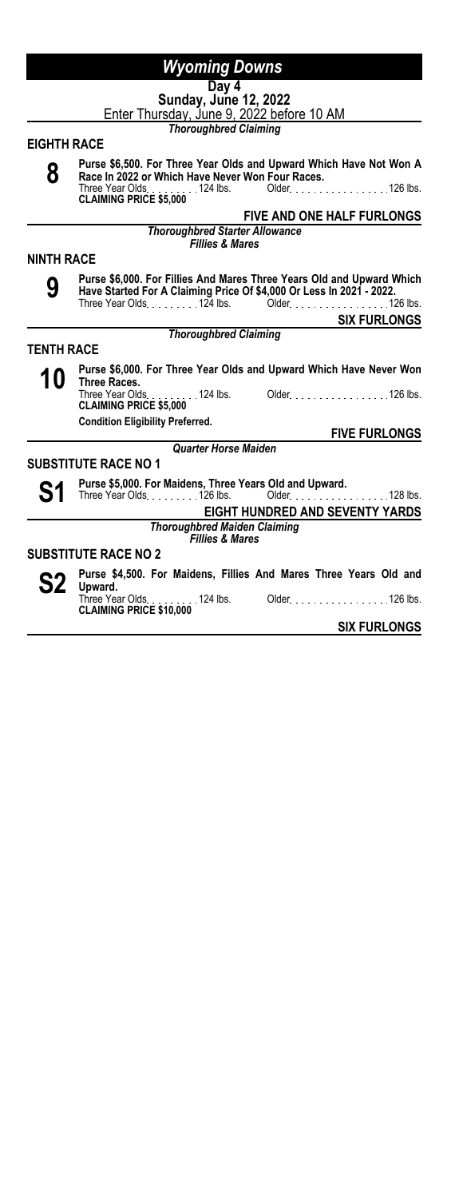# *Wyoming Downs*

**Day 4**

**Sunday, June 12, 2022**

Enter Thursday, June 9, 2022 before 10 AM

*Thoroughbred Claiming*

## EIGHTH RACE

**8**

**Purse $6,500. For Three Year Olds and Upward Which Have Not Won A Race In 2022 or Which Have Never Won Four Races.**

Three Year Olds . . . . . . . . . 124 lbs. Older . . . . . . . . . . . . . . . . 126 lbs.

**CLAIMING PRICE $5,000**

**FIVE AND ONE HALF FURLONGS**

*Thoroughbred Starter Allowance*

*Fillies & Mares*

## NINTH RACE

**9**

**Purse $6,000. For Fillies And Mares Three Years Old and Upward Which Have Started For A Claiming Price Of $4,000 Or Less In 2021 - 2022.**

Three Year Olds . . . . . . . . . 124 lbs. Older . . . . . . . . . . . . . . . . 126 lbs.

**SIX FURLONGS**

*Thoroughbred Claiming*

## TENTH RACE

**10**

**Purse $6,000. For Three Year Olds and Upward Which Have Never Won Three Races.**

Three Year Olds . . . . . . . . . 124 lbs. Older . . . . . . . . . . . . . . . . 126 lbs.

**CLAIMING PRICE $5,000**

**Condition Eligibility Preferred.**

**FIVE FURLONGS**

*Quarter Horse Maiden*

## SUBSTITUTE RACE NO 1

**S1**

**Purse $5,000. For Maidens, Three Years Old and Upward.**

Three Year Olds . . . . . . . . . 126 lbs. Older . . . . . . . . . . . . . . . . 128 lbs.

**EIGHT HUNDRED AND SEVENTY YARDS**

*Thoroughbred Maiden Claiming*

*Fillies & Mares*

## SUBSTITUTE RACE NO 2

**S2**

**Purse $4,500. For Maidens, Fillies And Mares Three Years Old and Upward.**

Three Year Olds . . . . . . . . . 124 lbs. Older . . . . . . . . . . . . . . . . 126 lbs.

**CLAIMING PRICE $10,000**

**SIX FURLONGS**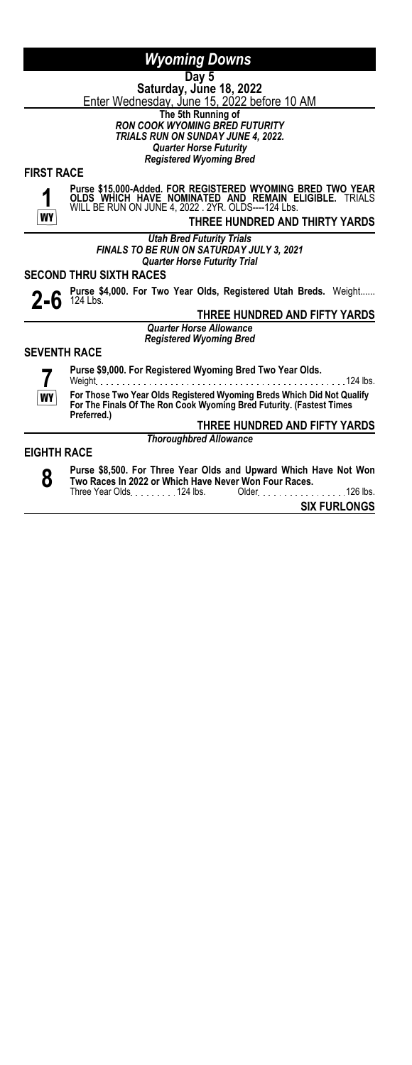# *Wyoming Downs*

**Day 5**

**Saturday, June 18, 2022**

Enter Wednesday, June 15, 2022 before 10 AM

**The 5th Running of**
***RON COOK WYOMING BRED FUTURITY***
***TRIALS RUN ON SUNDAY JUNE 4, 2022.***
***Quarter Horse Futurity***
***Registered Wyoming Bred***

## FIRST RACE

**1** WY

**Purse $15,000-Added. FOR REGISTERED WYOMING BRED TWO YEAR OLDS WHICH HAVE NOMINATED AND REMAIN ELIGIBLE.** TRIALS WILL BE RUN ON JUNE 4, 2022 . 2YR. OLDS----124 Lbs.

**THREE HUNDRED AND THIRTY YARDS**

***Utah Bred Futurity Trials***
***FINALS TO BE RUN ON SATURDAY JULY 3, 2021***
***Quarter Horse Futurity Trial***

## SECOND THRU SIXTH RACES

**2-6**

**Purse $4,000. For Two Year Olds, Registered Utah Breds.** Weight...... 124 Lbs.

**THREE HUNDRED AND FIFTY YARDS**

***Quarter Horse Allowance***
***Registered Wyoming Bred***

## SEVENTH RACE

**7** WY

**Purse $9,000. For Registered Wyoming Bred Two Year Olds.**

Weight . . . . . . . . . . . . . . . . . . . . . . . . . . . . . . . . . . . . . . . . . . . . 124 lbs.

**For Those Two Year Olds Registered Wyoming Breds Which Did Not Qualify For The Finals Of The Ron Cook Wyoming Bred Futurity. (Fastest Times Preferred.)**

**THREE HUNDRED AND FIFTY YARDS**

***Thoroughbred Allowance***

## EIGHTH RACE

**8**

**Purse $8,500. For Three Year Olds and Upward Which Have Not Won Two Races In 2022 or Which Have Never Won Four Races.**

Three Year Olds . . . . . . . . 124 lbs. Older . . . . . . . . . . . . . . . . 126 lbs.

**SIX FURLONGS**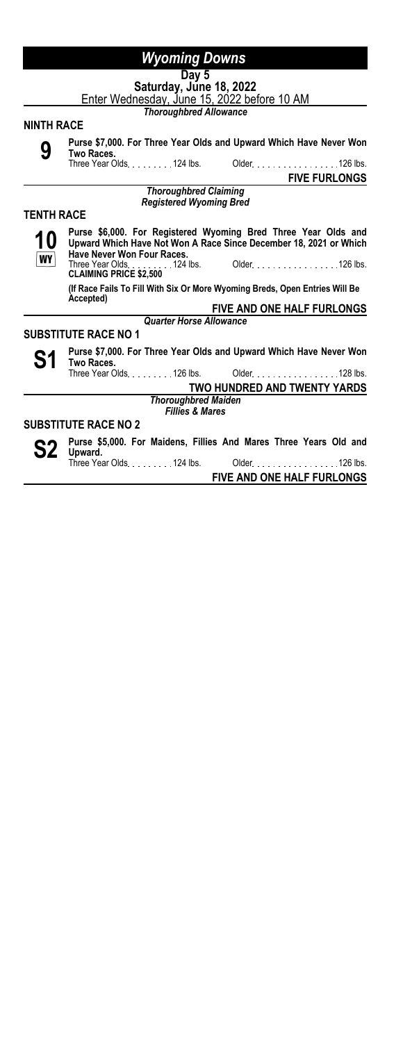# Wyoming Downs

**Day 5**
**Saturday, June 18, 2022**
Enter Wednesday, June 15, 2022 before 10 AM

*Thoroughbred Allowance*

## NINTH RACE

**9**

**Purse $7,000. For Three Year Olds and Upward Which Have Never Won Two Races.**

Three Year Olds. . . . . . . . 124 lbs. Older. . . . . . . . . . . . . . . . 126 lbs.

**FIVE FURLONGS**

*Thoroughbred Claiming*
*Registered Wyoming Bred*

## TENTH RACE

**10**
WY

**Purse $6,000. For Registered Wyoming Bred Three Year Olds and Upward Which Have Not Won A Race Since December 18, 2021 or Which Have Never Won Four Races.**

Three Year Olds. . . . . . . . 124 lbs. Older. . . . . . . . . . . . . . . . 126 lbs.

**CLAIMING PRICE $2,500**

**(If Race Fails To Fill With Six Or More Wyoming Breds, Open Entries Will Be Accepted)**

**FIVE AND ONE HALF FURLONGS**

*Quarter Horse Allowance*

## SUBSTITUTE RACE NO 1

**S1**

**Purse $7,000. For Three Year Olds and Upward Which Have Never Won Two Races.**

Three Year Olds. . . . . . . . 126 lbs. Older. . . . . . . . . . . . . . . . 128 lbs.

**TWO HUNDRED AND TWENTY YARDS**

*Thoroughbred Maiden*
*Fillies & Mares*

## SUBSTITUTE RACE NO 2

**S2**

**Purse $5,000. For Maidens, Fillies And Mares Three Years Old and Upward.**

Three Year Olds. . . . . . . . 124 lbs. Older. . . . . . . . . . . . . . . . 126 lbs.

**FIVE AND ONE HALF FURLONGS**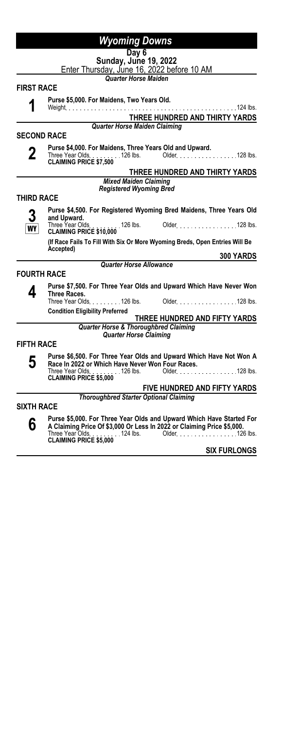# *Wyoming Downs*

**Day 6**
**Sunday, June 19, 2022**
Enter Thursday, June 16, 2022 before 10 AM

*Quarter Horse Maiden*

## FIRST RACE

**1**

**Purse $5,000. For Maidens, Two Years Old.**
Weight . . . . . . . . . . . . . . . . . . . . . . . . . . . . . . . . . . . . . . . . . . . 124 lbs.

**THREE HUNDRED AND THIRTY YARDS**

*Quarter Horse Maiden Claiming*

## SECOND RACE

**2**

**Purse $4,000. For Maidens, Three Years Old and Upward.**
Three Year Olds . . . . . . . . . 126 lbs. Older . . . . . . . . . . . . . . . . 128 lbs.
**CLAIMING PRICE $7,500**

**THREE HUNDRED AND THIRTY YARDS**

*Mixed Maiden Claiming*
*Registered Wyoming Bred*

## THIRD RACE

**3** WY

**Purse $4,500. For Registered Wyoming Bred Maidens, Three Years Old and Upward.**
Three Year Olds . . . . . . . . . 126 lbs. Older . . . . . . . . . . . . . . . . 128 lbs.
**CLAIMING PRICE $10,000**

**(If Race Fails To Fill With Six Or More Wyoming Breds, Open Entries Will Be Accepted)**

**300 YARDS**

*Quarter Horse Allowance*

## FOURTH RACE

**4**

**Purse $7,500. For Three Year Olds and Upward Which Have Never Won Three Races.**
Three Year Olds . . . . . . . . . 126 lbs. Older . . . . . . . . . . . . . . . . 128 lbs.
**Condition Eligibility Preferred**

**THREE HUNDRED AND FIFTY YARDS**

*Quarter Horse & Thoroughbred Claiming*
*Quarter Horse Claiming*

## FIFTH RACE

**5**

**Purse $6,500. For Three Year Olds and Upward Which Have Not Won A Race In 2022 or Which Have Never Won Four Races.**
Three Year Olds . . . . . . . . . 126 lbs. Older . . . . . . . . . . . . . . . . 128 lbs.
**CLAIMING PRICE $5,000**

**FIVE HUNDRED AND FIFTY YARDS**

*Thoroughbred Starter Optional Claiming*

## SIXTH RACE

**6**

**Purse $5,000. For Three Year Olds and Upward Which Have Started For A Claiming Price Of $3,000 Or Less In 2022 or Claiming Price $5,000.**
Three Year Olds . . . . . . . . . 124 lbs. Older . . . . . . . . . . . . . . . . 126 lbs.
**CLAIMING PRICE $5,000**

**SIX FURLONGS**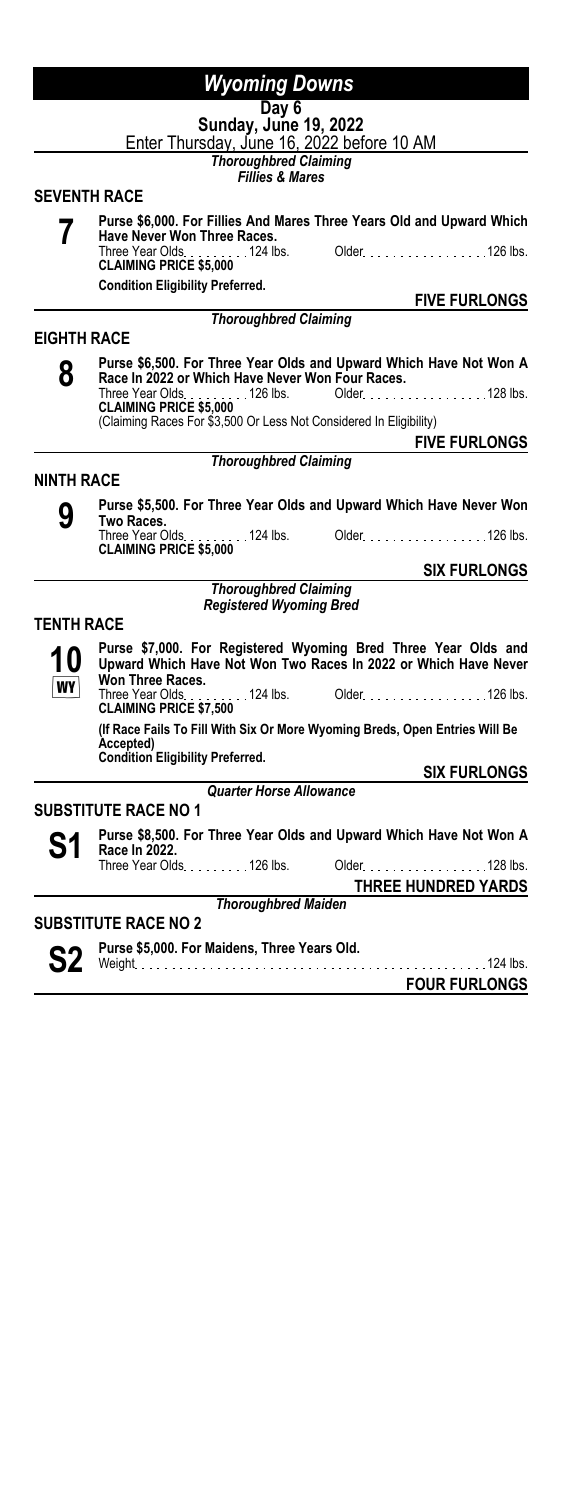# Wyoming Downs

**Day 6**
**Sunday, June 19, 2022**
Enter Thursday, June 16, 2022 before 10 AM

*Thoroughbred Claiming*
*Fillies & Mares*

## SEVENTH RACE

**7**

**Purse $6,000. For Fillies And Mares Three Years Old and Upward Which Have Never Won Three Races.**
Three Year Olds . . . . . . . . . 124 lbs. Older . . . . . . . . . . . . . . . . 126 lbs.
**CLAIMING PRICE $5,000**
**Condition Eligibility Preferred.**

**FIVE FURLONGS**

*Thoroughbred Claiming*

## EIGHTH RACE

**8**

**Purse $6,500. For Three Year Olds and Upward Which Have Not Won A Race In 2022 or Which Have Never Won Four Races.**
Three Year Olds . . . . . . . . . 126 lbs. Older . . . . . . . . . . . . . . . . 128 lbs.
**CLAIMING PRICE $5,000**
(Claiming Races For $3,500 Or Less Not Considered In Eligibility)

**FIVE FURLONGS**

*Thoroughbred Claiming*

## NINTH RACE

**9**

**Purse $5,500. For Three Year Olds and Upward Which Have Never Won Two Races.**
Three Year Olds . . . . . . . . . 124 lbs. Older . . . . . . . . . . . . . . . . 126 lbs.
**CLAIMING PRICE $5,000**

**SIX FURLONGS**

*Thoroughbred Claiming*
*Registered Wyoming Bred*

## TENTH RACE

**10**
WY

**Purse $7,000. For Registered Wyoming Bred Three Year Olds and Upward Which Have Not Won Two Races In 2022 or Which Have Never Won Three Races.**
Three Year Olds . . . . . . . . . 124 lbs. Older . . . . . . . . . . . . . . . . 126 lbs.
**CLAIMING PRICE $7,500**
**(If Race Fails To Fill With Six Or More Wyoming Breds, Open Entries Will Be Accepted)**
**Condition Eligibility Preferred.**

**SIX FURLONGS**

*Quarter Horse Allowance*

## SUBSTITUTE RACE NO 1

**S1**

**Purse $8,500. For Three Year Olds and Upward Which Have Not Won A Race In 2022.**
Three Year Olds . . . . . . . . . 126 lbs. Older . . . . . . . . . . . . . . . . 128 lbs.

**THREE HUNDRED YARDS**

*Thoroughbred Maiden*

## SUBSTITUTE RACE NO 2

**S2**

**Purse $5,000. For Maidens, Three Years Old.**
Weight . . . . . . . . . . . . . . . . . . . . . . . . . . . . . . . . . . . . . . . . . . . . 124 lbs.

**FOUR FURLONGS**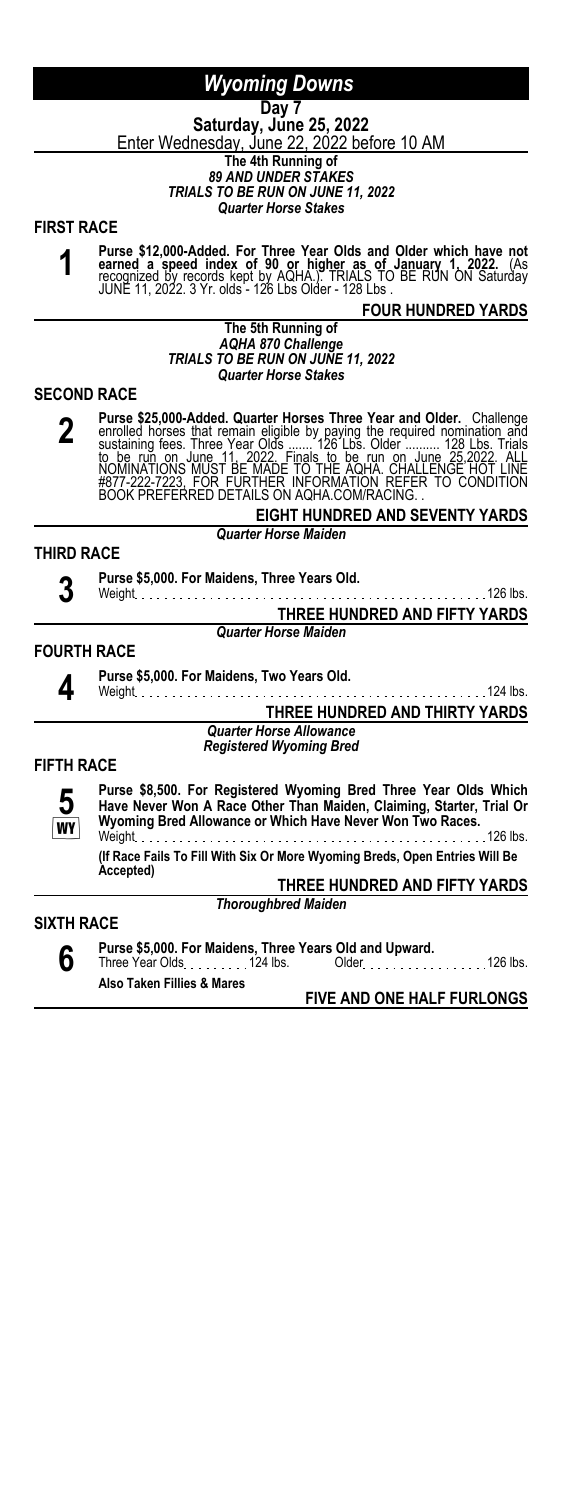# *Wyoming Downs*

**Day 7**

**Saturday, June 25, 2022**

Enter Wednesday, June 22, 2022 before 10 AM

**The 4th Running of**
***89 AND UNDER STAKES***
***TRIALS TO BE RUN ON JUNE 11, 2022***
***Quarter Horse Stakes***

## FIRST RACE

**1**

**Purse $12,000-Added. For Three Year Olds and Older which have not earned a speed index of 90 or higher as of January 1, 2022.** (As recognized by records kept by AQHA.). TRIALS TO BE RUN ON Saturday JUNE 11, 2022. 3 Yr. olds - 126 Lbs Older - 128 Lbs .

**FOUR HUNDRED YARDS**

**The 5th Running of**
***AQHA 870 Challenge***
***TRIALS TO BE RUN ON JUNE 11, 2022***
***Quarter Horse Stakes***

## SECOND RACE

**2**

**Purse $25,000-Added. Quarter Horses Three Year and Older.** Challenge enrolled horses that remain eligible by paying the required nomination and sustaining fees. Three Year Olds ....... 126 Lbs. Older .......... 128 Lbs. Trials to be run on June 11, 2022. Finals to be run on June 25,2022. ALL NOMINATIONS MUST BE MADE TO THE AQHA. CHALLENGE HOT LINE #877-222-7223. FOR FURTHER INFORMATION REFER TO CONDITION BOOK PREFERRED DETAILS ON AQHA.COM/RACING. .

**EIGHT HUNDRED AND SEVENTY YARDS**

***Quarter Horse Maiden***

## THIRD RACE

**3**

**Purse $5,000. For Maidens, Three Years Old.**
Weight . . . . . . . . . . . . . . . . . . . . . . . . . . . . . . . . . . . . . . . . . . . . . . 126 lbs.

**THREE HUNDRED AND FIFTY YARDS**

***Quarter Horse Maiden***

## FOURTH RACE

**4**

**Purse $5,000. For Maidens, Two Years Old.**
Weight . . . . . . . . . . . . . . . . . . . . . . . . . . . . . . . . . . . . . . . . . . . . . . 124 lbs.

**THREE HUNDRED AND THIRTY YARDS**

***Quarter Horse Allowance***
***Registered Wyoming Bred***

## FIFTH RACE

**5**
WY

**Purse $8,500. For Registered Wyoming Bred Three Year Olds Which Have Never Won A Race Other Than Maiden, Claiming, Starter, Trial Or Wyoming Bred Allowance or Which Have Never Won Two Races.**
Weight . . . . . . . . . . . . . . . . . . . . . . . . . . . . . . . . . . . . . . . . . . . . . . 126 lbs.

**(If Race Fails To Fill With Six Or More Wyoming Breds, Open Entries Will Be Accepted)**

**THREE HUNDRED AND FIFTY YARDS**

***Thoroughbred Maiden***

## SIXTH RACE

**6**

**Purse $5,000. For Maidens, Three Years Old and Upward.**
Three Year Olds . . . . . . . . 124 lbs. Older . . . . . . . . . . . . . . . 126 lbs.

**Also Taken Fillies & Mares**

**FIVE AND ONE HALF FURLONGS**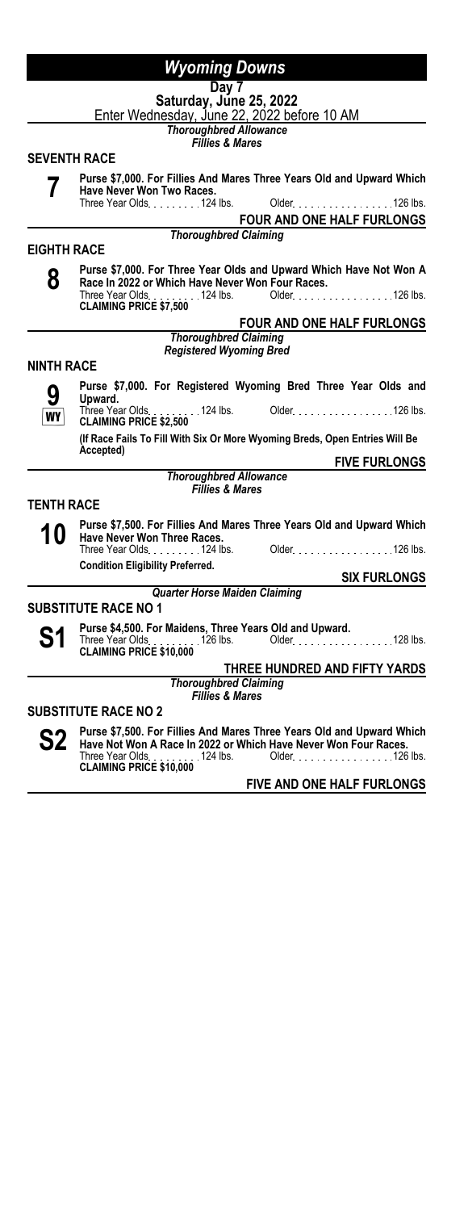# *Wyoming Downs*

**Day 7**

**Saturday, June 25, 2022**

Enter Wednesday, June 22, 2022 before 10 AM

***Thoroughbred Allowance***
***Fillies & Mares***

## SEVENTH RACE

**7**

**Purse $7,000. For Fillies And Mares Three Years Old and Upward Which Have Never Won Two Races.**

Three Year Olds. . . . . . . . . 124 lbs. Older. . . . . . . . . . . . . . . . 126 lbs.

**FOUR AND ONE HALF FURLONGS**

***Thoroughbred Claiming***

## EIGHTH RACE

**8**

**Purse $7,000. For Three Year Olds and Upward Which Have Not Won A Race In 2022 or Which Have Never Won Four Races.**

Three Year Olds. . . . . . . . . 124 lbs. Older. . . . . . . . . . . . . . . . 126 lbs.

**CLAIMING PRICE $7,500**

**FOUR AND ONE HALF FURLONGS**

***Thoroughbred Claiming***
***Registered Wyoming Bred***

## NINTH RACE

**9**
WY

**Purse $7,000. For Registered Wyoming Bred Three Year Olds and Upward.**

Three Year Olds. . . . . . . . . 124 lbs. Older. . . . . . . . . . . . . . . . 126 lbs.

**CLAIMING PRICE $2,500**

**(If Race Fails To Fill With Six Or More Wyoming Breds, Open Entries Will Be Accepted)**

**FIVE FURLONGS**

***Thoroughbred Allowance***
***Fillies & Mares***

## TENTH RACE

**10**

**Purse $7,500. For Fillies And Mares Three Years Old and Upward Which Have Never Won Three Races.**

Three Year Olds. . . . . . . . . 124 lbs. Older. . . . . . . . . . . . . . . . 126 lbs.

**Condition Eligibility Preferred.**

**SIX FURLONGS**

***Quarter Horse Maiden Claiming***

## SUBSTITUTE RACE NO 1

**S1**

**Purse $4,500. For Maidens, Three Years Old and Upward.**

Three Year Olds. . . . . . . . . 126 lbs. Older. . . . . . . . . . . . . . . . 128 lbs.

**CLAIMING PRICE $10,000**

**THREE HUNDRED AND FIFTY YARDS**

***Thoroughbred Claiming***
***Fillies & Mares***

## SUBSTITUTE RACE NO 2

**S2**

**Purse $7,500. For Fillies And Mares Three Years Old and Upward Which Have Not Won A Race In 2022 or Which Have Never Won Four Races.**

Three Year Olds. . . . . . . . . 124 lbs. Older. . . . . . . . . . . . . . . . 126 lbs.

**CLAIMING PRICE $10,000**

**FIVE AND ONE HALF FURLONGS**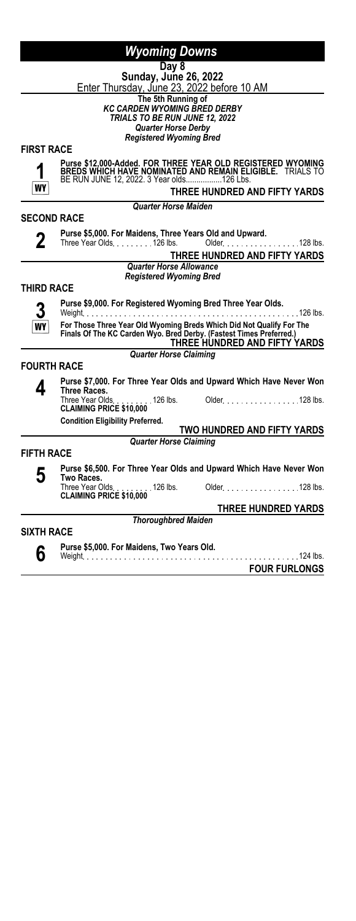# Wyoming Downs

**Day 8**

**Sunday, June 26, 2022**

Enter Thursday, June 23, 2022 before 10 AM

**The 5th Running of**
***KC CARDEN WYOMING BRED DERBY***
***TRIALS TO BE RUN JUNE 12, 2022***
***Quarter Horse Derby***
***Registered Wyoming Bred***

## FIRST RACE

**1** WY

**Purse $12,000-Added. FOR THREE YEAR OLD REGISTERED WYOMING BREDS WHICH HAVE NOMINATED AND REMAIN ELIGIBLE.** TRIALS TO BE RUN JUNE 12, 2022. 3 Year olds.................126 Lbs.

**THREE HUNDRED AND FIFTY YARDS**

***Quarter Horse Maiden***

## SECOND RACE

**2**

**Purse $5,000. For Maidens, Three Years Old and Upward.**
Three Year Olds. . . . . . . . .126 lbs. Older. . . . . . . . . . . . . . . .128 lbs.

**THREE HUNDRED AND FIFTY YARDS**

***Quarter Horse Allowance***
***Registered Wyoming Bred***

## THIRD RACE

**3** WY

**Purse $9,000. For Registered Wyoming Bred Three Year Olds.**
Weight. . . . . . . . . . . . . . . . . . . . . . . . . . . . . . . . . . . . . . . . . . . . . .126 lbs.

**For Those Three Year Old Wyoming Breds Which Did Not Qualify For The Finals Of The KC Carden Wyo. Bred Derby. (Fastest Times Preferred.)**

**THREE HUNDRED AND FIFTY YARDS**

***Quarter Horse Claiming***

## FOURTH RACE

**4**

**Purse $7,000. For Three Year Olds and Upward Which Have Never Won Three Races.**
Three Year Olds. . . . . . . . .126 lbs. Older. . . . . . . . . . . . . . . .128 lbs.
**CLAIMING PRICE $10,000**

**Condition Eligibility Preferred.**

**TWO HUNDRED AND FIFTY YARDS**

***Quarter Horse Claiming***

## FIFTH RACE

**5**

**Purse $6,500. For Three Year Olds and Upward Which Have Never Won Two Races.**
Three Year Olds. . . . . . . . .126 lbs. Older. . . . . . . . . . . . . . . .128 lbs.
**CLAIMING PRICE $10,000**

**THREE HUNDRED YARDS**

***Thoroughbred Maiden***

## SIXTH RACE

**6**

**Purse $5,000. For Maidens, Two Years Old.**
Weight. . . . . . . . . . . . . . . . . . . . . . . . . . . . . . . . . . . . . . . . . . . . . .124 lbs.

**FOUR FURLONGS**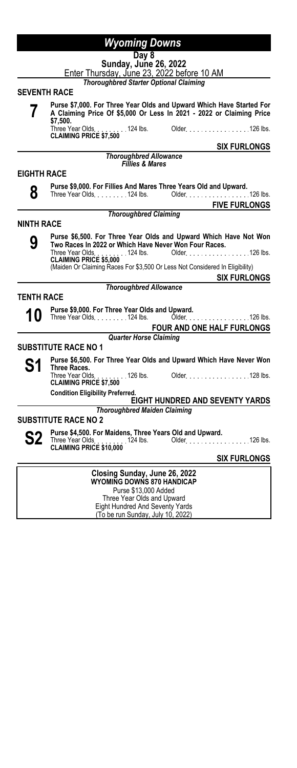# Wyoming Downs

**Day 8**
**Sunday, June 26, 2022**
Enter Thursday, June 23, 2022 before 10 AM

*Thoroughbred Starter Optional Claiming*

## SEVENTH RACE

**7**

**Purse $7,000. For Three Year Olds and Upward Which Have Started For A Claiming Price Of $5,000 Or Less In 2021 - 2022 or Claiming Price $7,500.**

Three Year Olds . . . . . . . . . 124 lbs. Older . . . . . . . . . . . . . . . 126 lbs.

**CLAIMING PRICE $7,500**

**SIX FURLONGS**

*Thoroughbred Allowance*
*Fillies & Mares*

## EIGHTH RACE

**8**

**Purse $9,000. For Fillies And Mares Three Years Old and Upward.**

Three Year Olds . . . . . . . . . 124 lbs. Older . . . . . . . . . . . . . . . 126 lbs.

**FIVE FURLONGS**

*Thoroughbred Claiming*

## NINTH RACE

**9**

**Purse $6,500. For Three Year Olds and Upward Which Have Not Won Two Races In 2022 or Which Have Never Won Four Races.**

Three Year Olds . . . . . . . . . 124 lbs. Older . . . . . . . . . . . . . . . 126 lbs.

**CLAIMING PRICE $5,000**

(Maiden Or Claiming Races For $3,500 Or Less Not Considered In Eligibility)

**SIX FURLONGS**

*Thoroughbred Allowance*

## TENTH RACE

**10**

**Purse $9,000. For Three Year Olds and Upward.**

Three Year Olds . . . . . . . . . 124 lbs. Older . . . . . . . . . . . . . . . 126 lbs.

**FOUR AND ONE HALF FURLONGS**

*Quarter Horse Claiming*

## SUBSTITUTE RACE NO 1

**S1**

**Purse $6,500. For Three Year Olds and Upward Which Have Never Won Three Races.**

Three Year Olds . . . . . . . . . 126 lbs. Older . . . . . . . . . . . . . . . 128 lbs.

**CLAIMING PRICE $7,500**

**Condition Eligibility Preferred.**

**EIGHT HUNDRED AND SEVENTY YARDS**

*Thoroughbred Maiden Claiming*

## SUBSTITUTE RACE NO 2

**S2**

**Purse $4,500. For Maidens, Three Years Old and Upward.**

Three Year Olds . . . . . . . . . 124 lbs. Older . . . . . . . . . . . . . . . 126 lbs.

**CLAIMING PRICE $10,000**

**SIX FURLONGS**

---

**Closing Sunday, June 26, 2022**
**WYOMING DOWNS 870 HANDICAP**
Purse $13,000 Added
Three Year Olds and Upward
Eight Hundred And Seventy Yards
(To be run Sunday, July 10, 2022)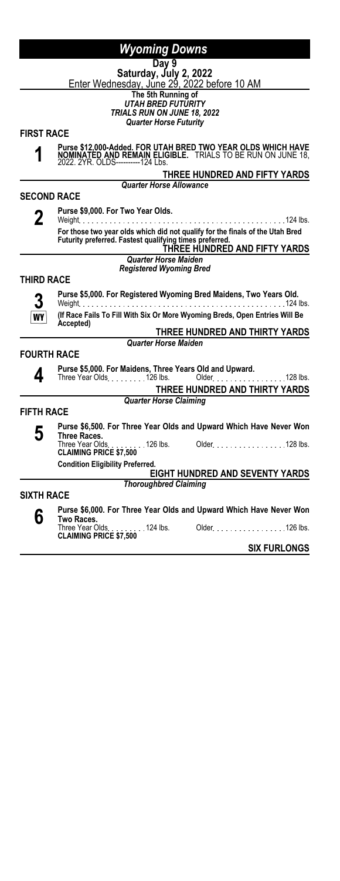# Wyoming Downs

**Day 9**

**Saturday, July 2, 2022**

Enter Wednesday, June 29, 2022 before 10 AM

**The 5th Running of**
***UTAH BRED FUTURITY***
***TRIALS RUN ON JUNE 18, 2022***
***Quarter Horse Futurity***

## FIRST RACE

**1**

**Purse $12,000-Added. FOR UTAH BRED TWO YEAR OLDS WHICH HAVE NOMINATED AND REMAIN ELIGIBLE.** TRIALS TO BE RUN ON JUNE 18, 2022. 2YR. OLDS----------124 Lbs.

**THREE HUNDRED AND FIFTY YARDS**

***Quarter Horse Allowance***

## SECOND RACE

**2**

**Purse $9,000. For Two Year Olds.**
Weight . . . . . . . . . . . . . . . . . . . . . . . . . . . . . . . . . . . . . . . . . . . . . . 124 lbs.

**For those two year olds which did not qualify for the finals of the Utah Bred Futurity preferred. Fastest qualifying times preferred.**

**THREE HUNDRED AND FIFTY YARDS**

***Quarter Horse Maiden***
***Registered Wyoming Bred***

## THIRD RACE

**3** WY

**Purse $5,000. For Registered Wyoming Bred Maidens, Two Years Old.**
Weight . . . . . . . . . . . . . . . . . . . . . . . . . . . . . . . . . . . . . . . . . . . . . . 124 lbs.

**(If Race Fails To Fill With Six Or More Wyoming Breds, Open Entries Will Be Accepted)**

**THREE HUNDRED AND THIRTY YARDS**

***Quarter Horse Maiden***

## FOURTH RACE

**4**

**Purse $5,000. For Maidens, Three Years Old and Upward.**
Three Year Olds . . . . . . . . 126 lbs. Older . . . . . . . . . . . . . . . . 128 lbs.

**THREE HUNDRED AND THIRTY YARDS**

***Quarter Horse Claiming***

## FIFTH RACE

**5**

**Purse $6,500. For Three Year Olds and Upward Which Have Never Won Three Races.**
Three Year Olds . . . . . . . . . 126 lbs. Older . . . . . . . . . . . . . . . . 128 lbs.
**CLAIMING PRICE $7,500**

**Condition Eligibility Preferred.**

**EIGHT HUNDRED AND SEVENTY YARDS**

***Thoroughbred Claiming***

## SIXTH RACE

**6**

**Purse $6,000. For Three Year Olds and Upward Which Have Never Won Two Races.**
Three Year Olds . . . . . . . . . 124 lbs. Older . . . . . . . . . . . . . . . . 126 lbs.
**CLAIMING PRICE $7,500**

**SIX FURLONGS**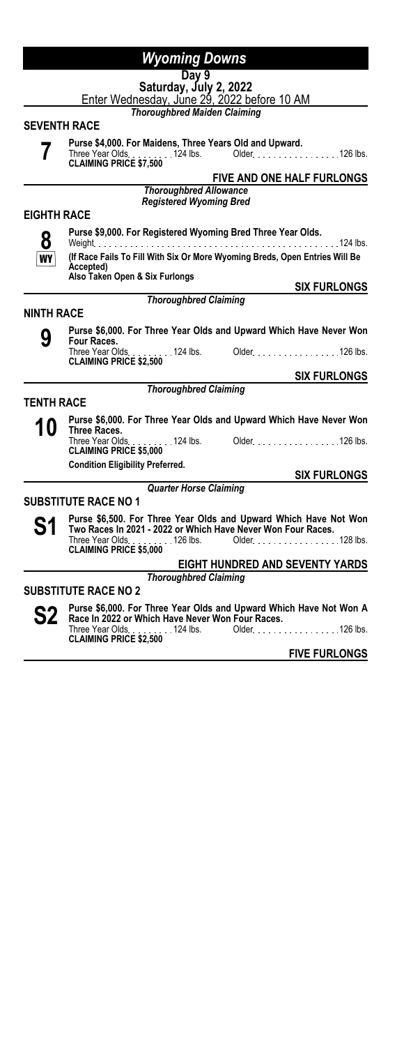# *Wyoming Downs*

**Day 9**

**Saturday, July 2, 2022**

Enter Wednesday, June 29, 2022 before 10 AM

*Thoroughbred Maiden Claiming*

## SEVENTH RACE

**7**

**Purse $4,000. For Maidens, Three Years Old and Upward.**
Three Year Olds . . . . . . . . . 124 lbs. Older . . . . . . . . . . . . . . . . 126 lbs.
**CLAIMING PRICE $7,500**

**FIVE AND ONE HALF FURLONGS**

*Thoroughbred Allowance*
*Registered Wyoming Bred*

## EIGHTH RACE

**8**
**WY**

**Purse $9,000. For Registered Wyoming Bred Three Year Olds.**
Weight . . . . . . . . . . . . . . . . . . . . . . . . . . . . . . . . . . . . . . . . . . . . . 124 lbs.
**(If Race Fails To Fill With Six Or More Wyoming Breds, Open Entries Will Be Accepted)**
**Also Taken Open & Six Furlongs**

**SIX FURLONGS**

*Thoroughbred Claiming*

## NINTH RACE

**9**

**Purse $6,000. For Three Year Olds and Upward Which Have Never Won Four Races.**
Three Year Olds . . . . . . . . . 124 lbs. Older . . . . . . . . . . . . . . . . 126 lbs.
**CLAIMING PRICE $2,500**

**SIX FURLONGS**

*Thoroughbred Claiming*

## TENTH RACE

**10**

**Purse $6,000. For Three Year Olds and Upward Which Have Never Won Three Races.**
Three Year Olds . . . . . . . . . 124 lbs. Older . . . . . . . . . . . . . . . . 126 lbs.
**CLAIMING PRICE $5,000**
**Condition Eligibility Preferred.**

**SIX FURLONGS**

*Quarter Horse Claiming*

## SUBSTITUTE RACE NO 1

**S1**

**Purse $6,500. For Three Year Olds and Upward Which Have Not Won Two Races In 2021 - 2022 or Which Have Never Won Four Races.**
Three Year Olds . . . . . . . . . 126 lbs. Older . . . . . . . . . . . . . . . . 128 lbs.
**CLAIMING PRICE $5,000**

**EIGHT HUNDRED AND SEVENTY YARDS**

*Thoroughbred Claiming*

## SUBSTITUTE RACE NO 2

**S2**

**Purse $6,000. For Three Year Olds and Upward Which Have Not Won A Race In 2022 or Which Have Never Won Four Races.**
Three Year Olds . . . . . . . . . 124 lbs. Older . . . . . . . . . . . . . . . . 126 lbs.
**CLAIMING PRICE $2,500**

**FIVE FURLONGS**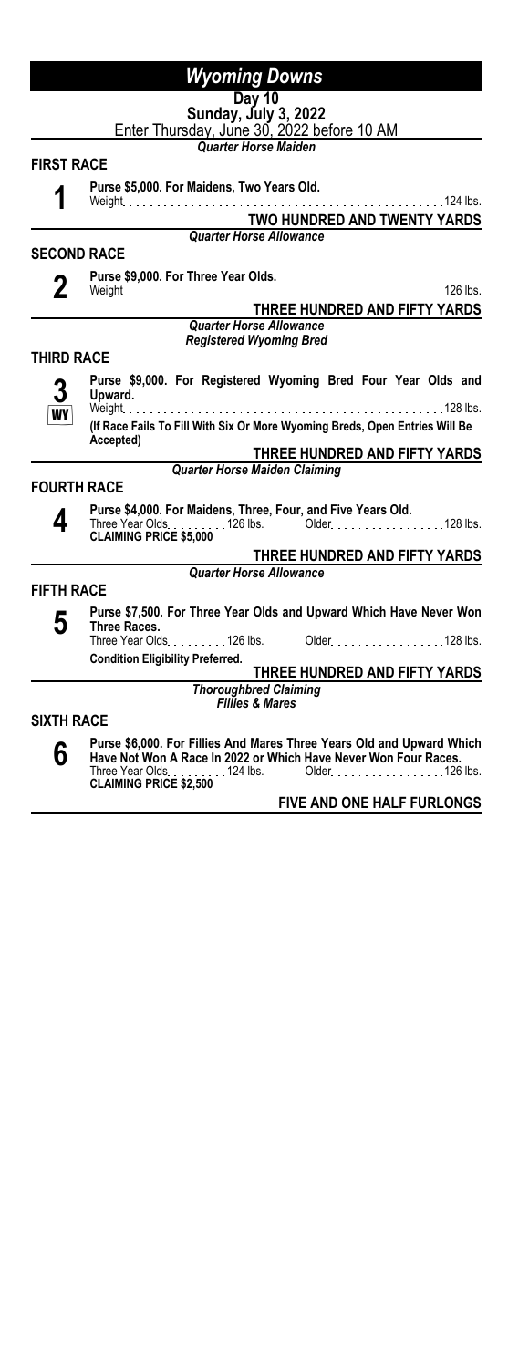# *Wyoming Downs*

**Day 10**
**Sunday, July 3, 2022**
Enter Thursday, June 30, 2022 before 10 AM

*Quarter Horse Maiden*

## FIRST RACE

**1**

**Purse $5,000. For Maidens, Two Years Old.**
Weight . . . . . . . . . . . . . . . . . . . . . . . . . . . . . . . . . . . . . . . . . . . . 124 lbs.

**TWO HUNDRED AND TWENTY YARDS**

*Quarter Horse Allowance*

## SECOND RACE

**2**

**Purse $9,000. For Three Year Olds.**
Weight . . . . . . . . . . . . . . . . . . . . . . . . . . . . . . . . . . . . . . . . . . . . 126 lbs.

**THREE HUNDRED AND FIFTY YARDS**

*Quarter Horse Allowance*
*Registered Wyoming Bred*

## THIRD RACE

**3**
WY

**Purse $9,000. For Registered Wyoming Bred Four Year Olds and Upward.**
Weight . . . . . . . . . . . . . . . . . . . . . . . . . . . . . . . . . . . . . . . . . . . . 128 lbs.
**(If Race Fails To Fill With Six Or More Wyoming Breds, Open Entries Will Be Accepted)**

**THREE HUNDRED AND FIFTY YARDS**

*Quarter Horse Maiden Claiming*

## FOURTH RACE

**4**

**Purse $4,000. For Maidens, Three, Four, and Five Years Old.**
Three Year Olds . . . . . . . . . 126 lbs. Older . . . . . . . . . . . . . . . . 128 lbs.
**CLAIMING PRICE $5,000**

**THREE HUNDRED AND FIFTY YARDS**

*Quarter Horse Allowance*

## FIFTH RACE

**5**

**Purse $7,500. For Three Year Olds and Upward Which Have Never Won Three Races.**
Three Year Olds . . . . . . . . . 126 lbs. Older . . . . . . . . . . . . . . . . 128 lbs.
**Condition Eligibility Preferred.**

**THREE HUNDRED AND FIFTY YARDS**

*Thoroughbred Claiming*
*Fillies & Mares*

## SIXTH RACE

**6**

**Purse $6,000. For Fillies And Mares Three Years Old and Upward Which Have Not Won A Race In 2022 or Which Have Never Won Four Races.**
Three Year Olds . . . . . . . . . 124 lbs. Older . . . . . . . . . . . . . . . . 126 lbs.
**CLAIMING PRICE $2,500**

**FIVE AND ONE HALF FURLONGS**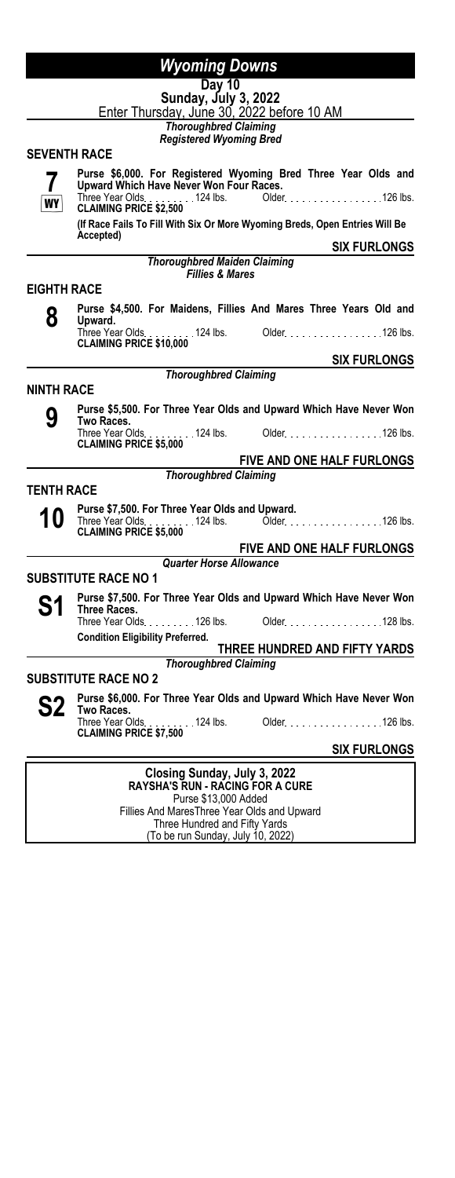# Wyoming Downs

**Day 10**
**Sunday, July 3, 2022**
Enter Thursday, June 30, 2022 before 10 AM

*Thoroughbred Claiming*
*Registered Wyoming Bred*

## SEVENTH RACE

**7** WY

**Purse $6,000. For Registered Wyoming Bred Three Year Olds and Upward Which Have Never Won Four Races.**
Three Year Olds . . . . . . . . . 124 lbs. Older . . . . . . . . . . . . . . . . 126 lbs.
**CLAIMING PRICE $2,500**
**(If Race Fails To Fill With Six Or More Wyoming Breds, Open Entries Will Be Accepted)**

**SIX FURLONGS**

*Thoroughbred Maiden Claiming*
*Fillies & Mares*

## EIGHTH RACE

**8**

**Purse $4,500. For Maidens, Fillies And Mares Three Years Old and Upward.**
Three Year Olds . . . . . . . . . 124 lbs. Older . . . . . . . . . . . . . . . . 126 lbs.
**CLAIMING PRICE $10,000**

**SIX FURLONGS**

*Thoroughbred Claiming*

## NINTH RACE

**9**

**Purse $5,500. For Three Year Olds and Upward Which Have Never Won Two Races.**
Three Year Olds . . . . . . . . . 124 lbs. Older . . . . . . . . . . . . . . . . 126 lbs.
**CLAIMING PRICE $5,000**

**FIVE AND ONE HALF FURLONGS**

*Thoroughbred Claiming*

## TENTH RACE

**10**

**Purse $7,500. For Three Year Olds and Upward.**
Three Year Olds . . . . . . . . . 124 lbs. Older . . . . . . . . . . . . . . . . 126 lbs.
**CLAIMING PRICE $5,000**

**FIVE AND ONE HALF FURLONGS**

*Quarter Horse Allowance*

## SUBSTITUTE RACE NO 1

**S1**

**Purse $7,500. For Three Year Olds and Upward Which Have Never Won Three Races.**
Three Year Olds . . . . . . . . . 126 lbs. Older . . . . . . . . . . . . . . . . 128 lbs.
**Condition Eligibility Preferred.**

**THREE HUNDRED AND FIFTY YARDS**

*Thoroughbred Claiming*

## SUBSTITUTE RACE NO 2

**S2**

**Purse $6,000. For Three Year Olds and Upward Which Have Never Won Two Races.**
Three Year Olds . . . . . . . . . 124 lbs. Older . . . . . . . . . . . . . . . . 126 lbs.
**CLAIMING PRICE $7,500**

**SIX FURLONGS**

---

**Closing Sunday, July 3, 2022**
**RAYSHA'S RUN - RACING FOR A CURE**
Purse $13,000 Added
Fillies And MaresThree Year Olds and Upward
Three Hundred and Fifty Yards
(To be run Sunday, July 10, 2022)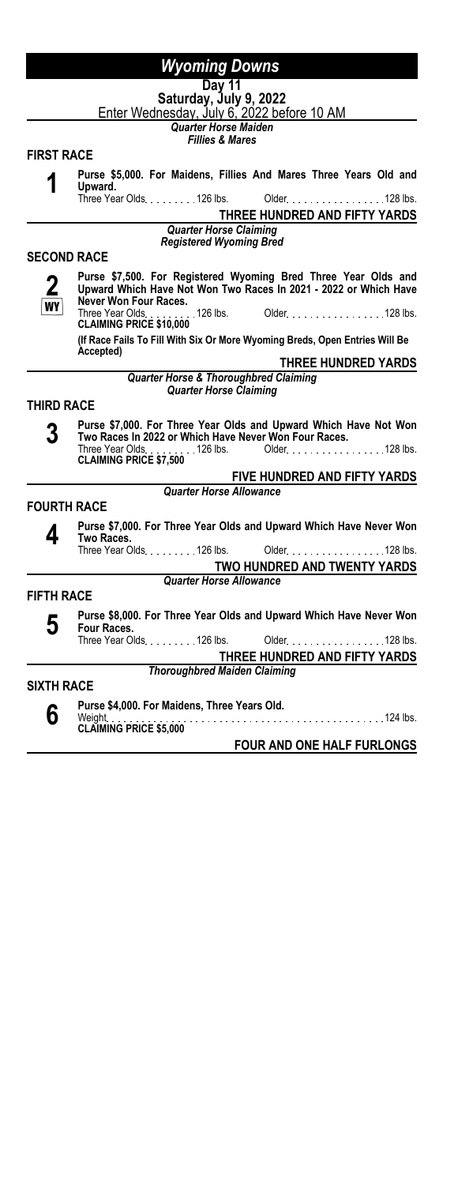# Wyoming Downs

**Day 11**

**Saturday, July 9, 2022**

Enter Wednesday, July 6, 2022 before 10 AM

***Quarter Horse Maiden***
***Fillies & Mares***

## FIRST RACE

**1**

**Purse $5,000. For Maidens, Fillies And Mares Three Years Old and Upward.**

Three Year Olds. . . . . . . . 126 lbs. Older. . . . . . . . . . . . . . . . 128 lbs.

**THREE HUNDRED AND FIFTY YARDS**

***Quarter Horse Claiming***
***Registered Wyoming Bred***

## SECOND RACE

**2**
WY

**Purse $7,500. For Registered Wyoming Bred Three Year Olds and Upward Which Have Not Won Two Races In 2021 - 2022 or Which Have Never Won Four Races.**

Three Year Olds. . . . . . . . 126 lbs. Older. . . . . . . . . . . . . . . . 128 lbs.

**CLAIMING PRICE $10,000**

**(If Race Fails To Fill With Six Or More Wyoming Breds, Open Entries Will Be Accepted)**

**THREE HUNDRED YARDS**

***Quarter Horse & Thoroughbred Claiming***
***Quarter Horse Claiming***

## THIRD RACE

**3**

**Purse $7,000. For Three Year Olds and Upward Which Have Not Won Two Races In 2022 or Which Have Never Won Four Races.**

Three Year Olds. . . . . . . . 126 lbs. Older. . . . . . . . . . . . . . . . 128 lbs.

**CLAIMING PRICE $7,500**

**FIVE HUNDRED AND FIFTY YARDS**

***Quarter Horse Allowance***

## FOURTH RACE

**4**

**Purse $7,000. For Three Year Olds and Upward Which Have Never Won Two Races.**

Three Year Olds. . . . . . . . 126 lbs. Older. . . . . . . . . . . . . . . . 128 lbs.

**TWO HUNDRED AND TWENTY YARDS**

***Quarter Horse Allowance***

## FIFTH RACE

**5**

**Purse $8,000. For Three Year Olds and Upward Which Have Never Won Four Races.**

Three Year Olds. . . . . . . . 126 lbs. Older. . . . . . . . . . . . . . . . 128 lbs.

**THREE HUNDRED AND FIFTY YARDS**

***Thoroughbred Maiden Claiming***

## SIXTH RACE

**6**

**Purse $4,000. For Maidens, Three Years Old.**

Weight. . . . . . . . . . . . . . . . . . . . . . . . . . . . . . . . . . . . . . . . . . . . . . 124 lbs.

**CLAIMING PRICE $5,000**

**FOUR AND ONE HALF FURLONGS**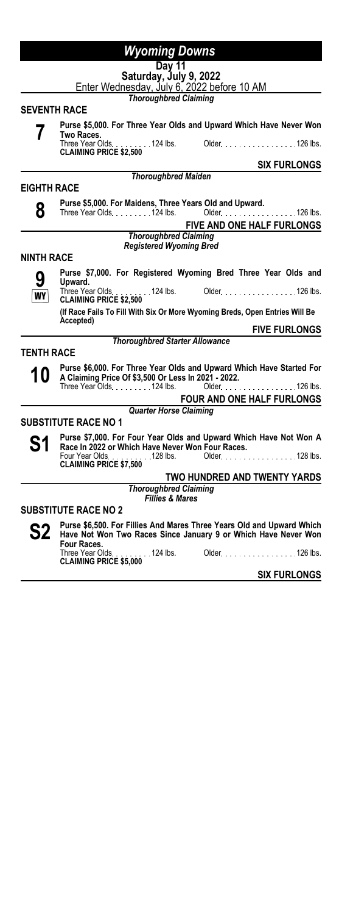# Wyoming Downs

**Day 11**
**Saturday, July 9, 2022**
Enter Wednesday, July 6, 2022 before 10 AM

*Thoroughbred Claiming*

## SEVENTH RACE

**7**

**Purse $5,000. For Three Year Olds and Upward Which Have Never Won Two Races.**
Three Year Olds . . . . . . . . . 124 lbs. Older . . . . . . . . . . . . . . . . 126 lbs.
**CLAIMING PRICE $2,500**

**SIX FURLONGS**

*Thoroughbred Maiden*

## EIGHTH RACE

**8**

**Purse $5,000. For Maidens, Three Years Old and Upward.**
Three Year Olds . . . . . . . . . 124 lbs. Older . . . . . . . . . . . . . . . . 126 lbs.

**FIVE AND ONE HALF FURLONGS**

*Thoroughbred Claiming*
*Registered Wyoming Bred*

## NINTH RACE

**9**
**WY**

**Purse $7,000. For Registered Wyoming Bred Three Year Olds and Upward.**
Three Year Olds . . . . . . . . . 124 lbs. Older . . . . . . . . . . . . . . . . 126 lbs.
**CLAIMING PRICE $2,500**

**(If Race Fails To Fill With Six Or More Wyoming Breds, Open Entries Will Be Accepted)**

**FIVE FURLONGS**

*Thoroughbred Starter Allowance*

## TENTH RACE

**10**

**Purse $6,000. For Three Year Olds and Upward Which Have Started For A Claiming Price Of $3,500 Or Less In 2021 - 2022.**
Three Year Olds . . . . . . . . . 124 lbs. Older . . . . . . . . . . . . . . . . 126 lbs.

**FOUR AND ONE HALF FURLONGS**

*Quarter Horse Claiming*

## SUBSTITUTE RACE NO 1

**S1**

**Purse $7,000. For Four Year Olds and Upward Which Have Not Won A Race In 2022 or Which Have Never Won Four Races.**
Four Year Olds . . . . . . . . . 128 lbs. Older . . . . . . . . . . . . . . . . 128 lbs.
**CLAIMING PRICE $7,500**

**TWO HUNDRED AND TWENTY YARDS**

*Thoroughbred Claiming*
*Fillies & Mares*

## SUBSTITUTE RACE NO 2

**S2**

**Purse $6,500. For Fillies And Mares Three Years Old and Upward Which Have Not Won Two Races Since January 9 or Which Have Never Won Four Races.**
Three Year Olds . . . . . . . . . 124 lbs. Older . . . . . . . . . . . . . . . . 126 lbs.
**CLAIMING PRICE $5,000**

**SIX FURLONGS**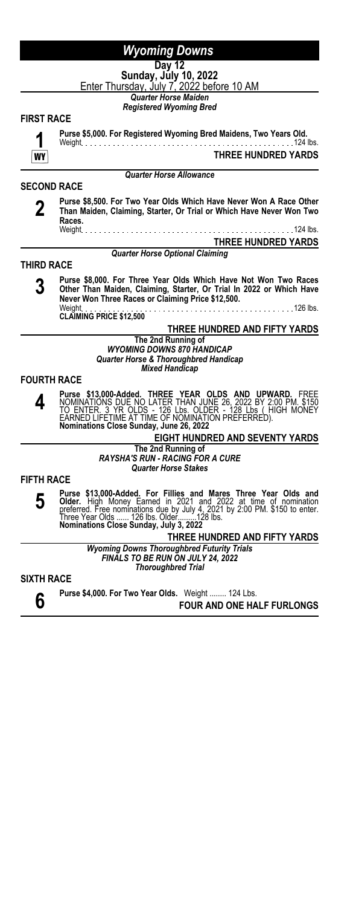# *Wyoming Downs*

**Day 12**

**Sunday, July 10, 2022**

Enter Thursday, July 7, 2022 before 10 AM

***Quarter Horse Maiden***

***Registered Wyoming Bred***

## FIRST RACE

**1** WY

**Purse $5,000. For Registered Wyoming Bred Maidens, Two Years Old.**

Weight . . . . . . . . . . . . . . . . . . . . . . . . . . . . . . . . . . . . . . . . . . . . . . 124 lbs.

**THREE HUNDRED YARDS**

***Quarter Horse Allowance***

## SECOND RACE

**2**

**Purse $8,500. For Two Year Olds Which Have Never Won A Race Other Than Maiden, Claiming, Starter, Or Trial or Which Have Never Won Two Races.**

Weight . . . . . . . . . . . . . . . . . . . . . . . . . . . . . . . . . . . . . . . . . . . . . . 124 lbs.

**THREE HUNDRED YARDS**

***Quarter Horse Optional Claiming***

## THIRD RACE

**3**

**Purse $8,000. For Three Year Olds Which Have Not Won Two Races Other Than Maiden, Claiming, Starter, Or Trial In 2022 or Which Have Never Won Three Races or Claiming Price $12,500.**

Weight . . . . . . . . . . . . . . . . . . . . . . . . . . . . . . . . . . . . . . . . . . . . . . 126 lbs.

**CLAIMING PRICE $12,500**

**THREE HUNDRED AND FIFTY YARDS**

**The 2nd Running of**

***WYOMING DOWNS 870 HANDICAP***

***Quarter Horse & Thoroughbred Handicap***

***Mixed Handicap***

## FOURTH RACE

**4**

**Purse $13,000-Added. THREE YEAR OLDS AND UPWARD.** FREE NOMINATIONS DUE NO LATER THAN JUNE 26, 2022 BY 2:00 PM. $150 TO ENTER. 3 YR OLDS - 126 Lbs. OLDER - 128 Lbs ( HIGH MONEY EARNED LIFETIME AT TIME OF NOMINATION PREFERRED).

**Nominations Close Sunday, June 26, 2022**

**EIGHT HUNDRED AND SEVENTY YARDS**

**The 2nd Running of**

***RAYSHA'S RUN - RACING FOR A CURE***

***Quarter Horse Stakes***

## FIFTH RACE

**5**

**Purse $13,000-Added. For Fillies and Mares Three Year Olds and Older.** High Money Earned in 2021 and 2022 at time of nomination preferred. Free nominations due by July 4, 2021 by 2:00 PM. $150 to enter. Three Year Olds ...... 126 lbs. Older.........128 lbs.

**Nominations Close Sunday, July 3, 2022**

**THREE HUNDRED AND FIFTY YARDS**

***Wyoming Downs Thoroughbred Futurity Trials***

***FINALS TO BE RUN ON JULY 24, 2022***

***Thoroughbred Trial***

## SIXTH RACE

**6**

**Purse $4,000. For Two Year Olds.** Weight ........ 124 Lbs.

**FOUR AND ONE HALF FURLONGS**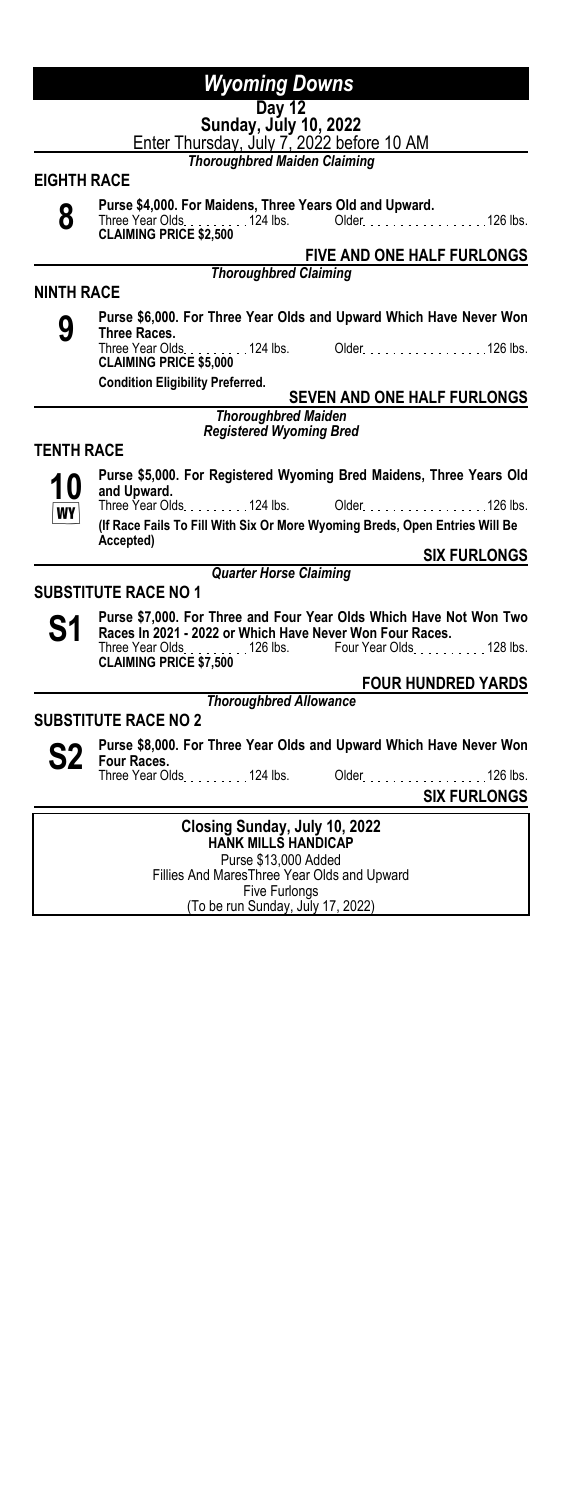# Wyoming Downs

**Day 12**

**Sunday, July 10, 2022**

Enter Thursday, July 7, 2022 before 10 AM

*Thoroughbred Maiden Claiming*

## EIGHTH RACE

**8**

**Purse $4,000. For Maidens, Three Years Old and Upward.**

Three Year Olds . . . . . . . . . 124 lbs. Older . . . . . . . . . . . . . . . . 126 lbs.

**CLAIMING PRICE $2,500**

**FIVE AND ONE HALF FURLONGS**

*Thoroughbred Claiming*

## NINTH RACE

**9**

**Purse $6,000. For Three Year Olds and Upward Which Have Never Won Three Races.**

Three Year Olds . . . . . . . . . 124 lbs. Older . . . . . . . . . . . . . . . . 126 lbs.

**CLAIMING PRICE $5,000**

**Condition Eligibility Preferred.**

**SEVEN AND ONE HALF FURLONGS**

*Thoroughbred Maiden*

*Registered Wyoming Bred*

## TENTH RACE

**10**

**WY**

**Purse $5,000. For Registered Wyoming Bred Maidens, Three Years Old and Upward.**

Three Year Olds . . . . . . . . . 124 lbs. Older . . . . . . . . . . . . . . . . 126 lbs.

**(If Race Fails To Fill With Six Or More Wyoming Breds, Open Entries Will Be Accepted)**

**SIX FURLONGS**

*Quarter Horse Claiming*

## SUBSTITUTE RACE NO 1

**S1**

**Purse $7,000. For Three and Four Year Olds Which Have Not Won Two Races In 2021 - 2022 or Which Have Never Won Four Races.**

Three Year Olds . . . . . . . . . 126 lbs. Four Year Olds . . . . . . . . . . 128 lbs.

**CLAIMING PRICE $7,500**

**FOUR HUNDRED YARDS**

*Thoroughbred Allowance*

## SUBSTITUTE RACE NO 2

**S2**

**Purse $8,000. For Three Year Olds and Upward Which Have Never Won Four Races.**

Three Year Olds . . . . . . . . . 124 lbs. Older . . . . . . . . . . . . . . . . 126 lbs.

**SIX FURLONGS**

---

**Closing Sunday, July 10, 2022**

**HANK MILLS HANDICAP**

Purse $13,000 Added

Fillies And MaresThree Year Olds and Upward

Five Furlongs

(To be run Sunday, July 17, 2022)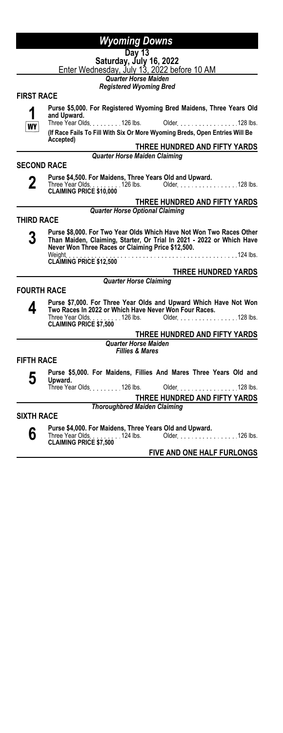# Wyoming Downs

## Day 13

**Saturday, July 16, 2022**

Enter Wednesday, July 13, 2022 before 10 AM

*Quarter Horse Maiden*
*Registered Wyoming Bred*

### FIRST RACE

**1** WY

**Purse $5,000. For Registered Wyoming Bred Maidens, Three Years Old and Upward.**

Three Year Olds. . . . . . . . . 126 lbs. Older. . . . . . . . . . . . . . . . 128 lbs.

**(If Race Fails To Fill With Six Or More Wyoming Breds, Open Entries Will Be Accepted)**

**THREE HUNDRED AND FIFTY YARDS**

*Quarter Horse Maiden Claiming*

### SECOND RACE

**2**

**Purse $4,500. For Maidens, Three Years Old and Upward.**

Three Year Olds. . . . . . . . . 126 lbs. Older. . . . . . . . . . . . . . . . 128 lbs.

**CLAIMING PRICE $10,000**

**THREE HUNDRED AND FIFTY YARDS**

*Quarter Horse Optional Claiming*

### THIRD RACE

**3**

**Purse $8,000. For Two Year Olds Which Have Not Won Two Races Other Than Maiden, Claiming, Starter, Or Trial In 2021 - 2022 or Which Have Never Won Three Races or Claiming Price $12,500.**

Weight. . . . . . . . . . . . . . . . . . . . . . . . . . . . . . . . . . . . . . . . . . . . . . . . 124 lbs.

**CLAIMING PRICE $12,500**

**THREE HUNDRED YARDS**

*Quarter Horse Claiming*

### FOURTH RACE

**4**

**Purse $7,000. For Three Year Olds and Upward Which Have Not Won Two Races In 2022 or Which Have Never Won Four Races.**

Three Year Olds. . . . . . . . . 126 lbs. Older. . . . . . . . . . . . . . . . 128 lbs.

**CLAIMING PRICE $7,500**

**THREE HUNDRED AND FIFTY YARDS**

*Quarter Horse Maiden*
*Fillies & Mares*

### FIFTH RACE

**5**

**Purse $5,000. For Maidens, Fillies And Mares Three Years Old and Upward.**

Three Year Olds. . . . . . . . . 126 lbs. Older. . . . . . . . . . . . . . . . 128 lbs.

**THREE HUNDRED AND FIFTY YARDS**

*Thoroughbred Maiden Claiming*

### SIXTH RACE

**6**

**Purse $4,000. For Maidens, Three Years Old and Upward.**

Three Year Olds. . . . . . . . . 124 lbs. Older. . . . . . . . . . . . . . . . 126 lbs.

**CLAIMING PRICE $7,500**

**FIVE AND ONE HALF FURLONGS**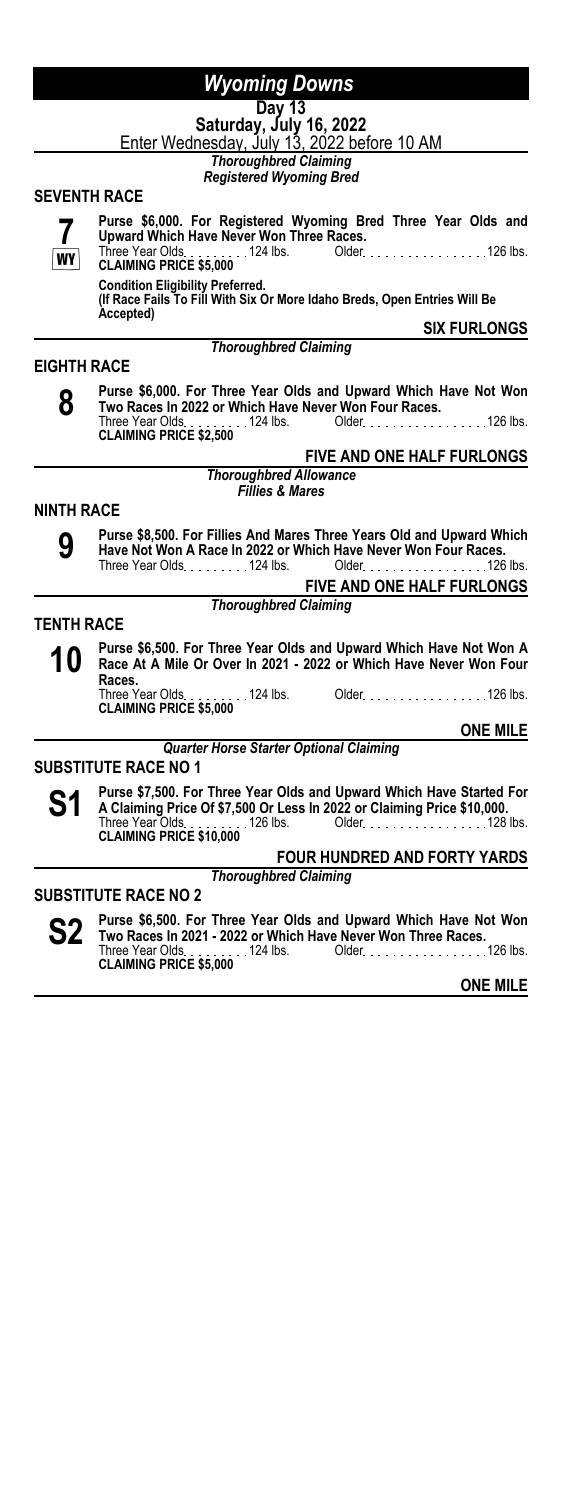# Wyoming Downs

**Day 13**

**Saturday, July 16, 2022**

Enter Wednesday, July 13, 2022 before 10 AM

*Thoroughbred Claiming*
*Registered Wyoming Bred*

## SEVENTH RACE

**7** WY

**Purse $6,000. For Registered Wyoming Bred Three Year Olds and Upward Which Have Never Won Three Races.**
Three Year Olds . . . . . . . . . 124 lbs. Older . . . . . . . . . . . . . . . . 126 lbs.
**CLAIMING PRICE $5,000**

**Condition Eligibility Preferred.**
**(If Race Fails To Fill With Six Or More Idaho Breds, Open Entries Will Be Accepted)**

**SIX FURLONGS**

*Thoroughbred Claiming*

## EIGHTH RACE

**8**

**Purse $6,000. For Three Year Olds and Upward Which Have Not Won Two Races In 2022 or Which Have Never Won Four Races.**
Three Year Olds . . . . . . . . . 124 lbs. Older . . . . . . . . . . . . . . . . 126 lbs.
**CLAIMING PRICE $2,500**

**FIVE AND ONE HALF FURLONGS**

*Thoroughbred Allowance*
*Fillies & Mares*

## NINTH RACE

**9**

**Purse $8,500. For Fillies And Mares Three Years Old and Upward Which Have Not Won A Race In 2022 or Which Have Never Won Four Races.**
Three Year Olds . . . . . . . . . 124 lbs. Older . . . . . . . . . . . . . . . . 126 lbs.

**FIVE AND ONE HALF FURLONGS**

*Thoroughbred Claiming*

## TENTH RACE

**10**

**Purse $6,500. For Three Year Olds and Upward Which Have Not Won A Race At A Mile Or Over In 2021 - 2022 or Which Have Never Won Four Races.**
Three Year Olds . . . . . . . . . 124 lbs. Older . . . . . . . . . . . . . . . . 126 lbs.
**CLAIMING PRICE $5,000**

**ONE MILE**

*Quarter Horse Starter Optional Claiming*

## SUBSTITUTE RACE NO 1

**S1**

**Purse $7,500. For Three Year Olds and Upward Which Have Started For A Claiming Price Of $7,500 Or Less In 2022 or Claiming Price $10,000.**
Three Year Olds . . . . . . . . . 126 lbs. Older . . . . . . . . . . . . . . . . 128 lbs.
**CLAIMING PRICE $10,000**

**FOUR HUNDRED AND FORTY YARDS**

*Thoroughbred Claiming*

## SUBSTITUTE RACE NO 2

**S2**

**Purse $6,500. For Three Year Olds and Upward Which Have Not Won Two Races In 2021 - 2022 or Which Have Never Won Three Races.**
Three Year Olds . . . . . . . . . 124 lbs. Older . . . . . . . . . . . . . . . . 126 lbs.
**CLAIMING PRICE $5,000**

**ONE MILE**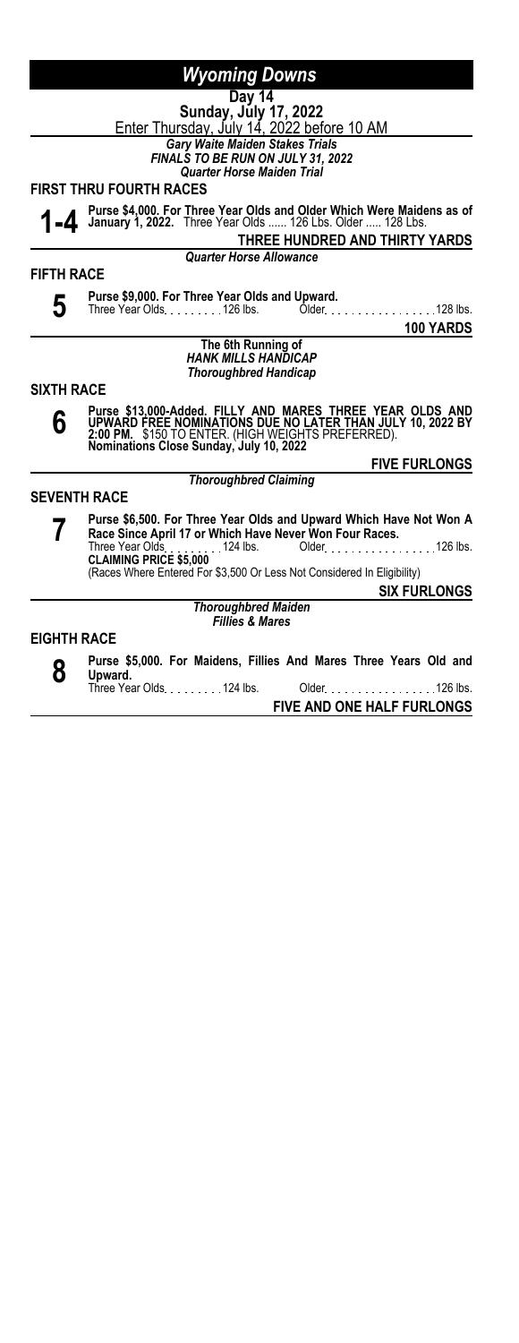# Wyoming Downs

**Day 14**

**Sunday, July 17, 2022**

Enter Thursday, July 14, 2022 before 10 AM

***Gary Waite Maiden Stakes Trials***
***FINALS TO BE RUN ON JULY 31, 2022***
***Quarter Horse Maiden Trial***

## FIRST THRU FOURTH RACES

**1-4** **Purse $4,000. For Three Year Olds and Older Which Were Maidens as of January 1, 2022.** Three Year Olds ...... 126 Lbs. Older ..... 128 Lbs.

**THREE HUNDRED AND THIRTY YARDS**

***Quarter Horse Allowance***

## FIFTH RACE

**5** **Purse $9,000. For Three Year Olds and Upward.**
Three Year Olds . . . . . . . . 126 lbs. Older . . . . . . . . . . . . . . . . 128 lbs.

**100 YARDS**

**The 6th Running of**
***HANK MILLS HANDICAP***
***Thoroughbred Handicap***

## SIXTH RACE

**6** **Purse $13,000-Added. FILLY AND MARES THREE YEAR OLDS AND UPWARD FREE NOMINATIONS DUE NO LATER THAN JULY 10, 2022 BY 2:00 PM.** $150 TO ENTER. (HIGH WEIGHTS PREFERRED).
**Nominations Close Sunday, July 10, 2022**

**FIVE FURLONGS**

***Thoroughbred Claiming***

## SEVENTH RACE

**7** **Purse $6,500. For Three Year Olds and Upward Which Have Not Won A Race Since April 17 or Which Have Never Won Four Races.**
Three Year Olds . . . . . . . . 124 lbs. Older . . . . . . . . . . . . . . . . 126 lbs.
**CLAIMING PRICE $5,000**
(Races Where Entered For $3,500 Or Less Not Considered In Eligibility)

**SIX FURLONGS**

***Thoroughbred Maiden***
***Fillies & Mares***

## EIGHTH RACE

**8** **Purse $5,000. For Maidens, Fillies And Mares Three Years Old and Upward.**
Three Year Olds . . . . . . . . 124 lbs. Older . . . . . . . . . . . . . . . . 126 lbs.

**FIVE AND ONE HALF FURLONGS**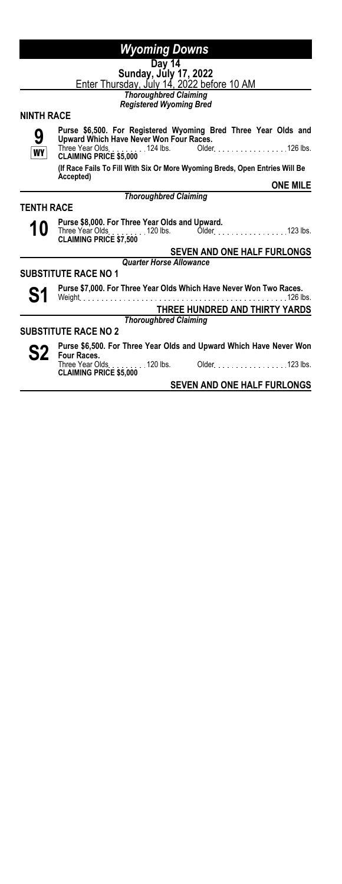# Wyoming Downs

**Day 14**
**Sunday, July 17, 2022**
Enter Thursday, July 14, 2022 before 10 AM

*Thoroughbred Claiming*
*Registered Wyoming Bred*

## NINTH RACE

**9** WY

**Purse $6,500. For Registered Wyoming Bred Three Year Olds and Upward Which Have Never Won Four Races.**
Three Year Olds . . . . . . . . . 124 lbs. Older . . . . . . . . . . . . . . . . 126 lbs.
**CLAIMING PRICE $5,000**

**(If Race Fails To Fill With Six Or More Wyoming Breds, Open Entries Will Be Accepted)**

**ONE MILE**

*Thoroughbred Claiming*

## TENTH RACE

**10**

**Purse $8,000. For Three Year Olds and Upward.**
Three Year Olds . . . . . . . . . 120 lbs. Older . . . . . . . . . . . . . . . . 123 lbs.
**CLAIMING PRICE $7,500**

**SEVEN AND ONE HALF FURLONGS**

*Quarter Horse Allowance*

## SUBSTITUTE RACE NO 1

**S1**

**Purse $7,000. For Three Year Olds Which Have Never Won Two Races.**
Weight . . . . . . . . . . . . . . . . . . . . . . . . . . . . . . . . . . . . . . . . . . . . . . . 126 lbs.

**THREE HUNDRED AND THIRTY YARDS**

*Thoroughbred Claiming*

## SUBSTITUTE RACE NO 2

**S2**

**Purse $6,500. For Three Year Olds and Upward Which Have Never Won Four Races.**
Three Year Olds . . . . . . . . . 120 lbs. Older . . . . . . . . . . . . . . . . 123 lbs.
**CLAIMING PRICE $5,000**

**SEVEN AND ONE HALF FURLONGS**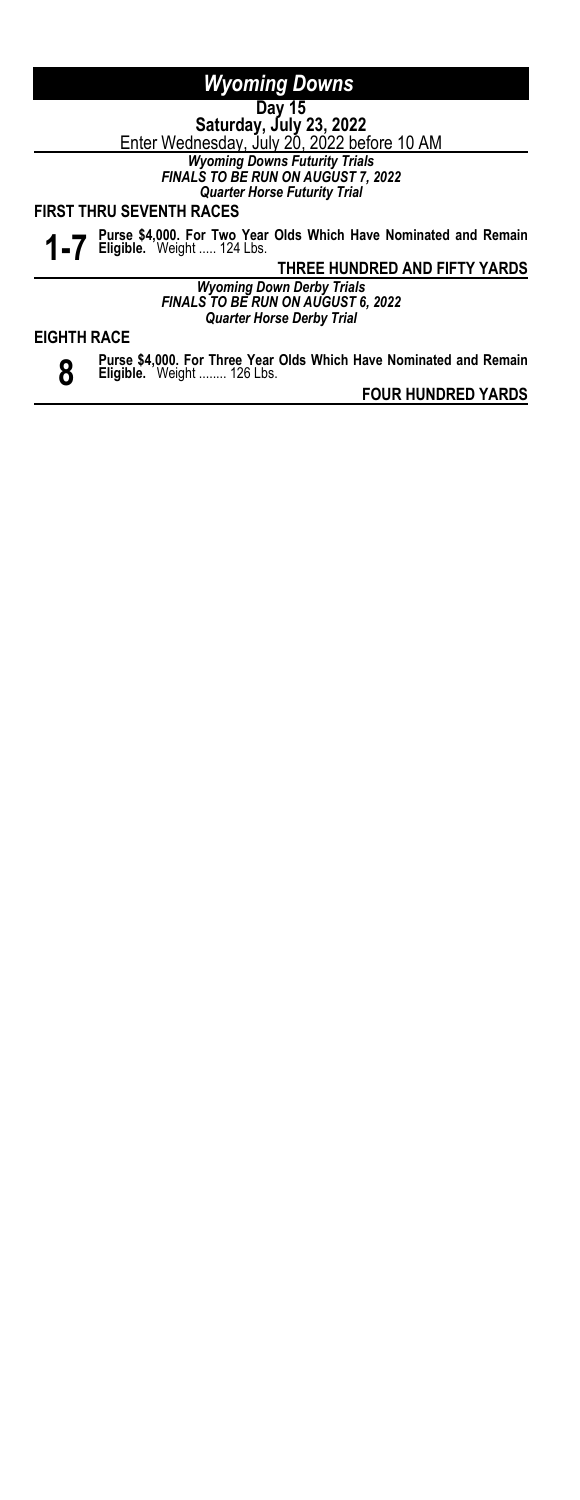# *Wyoming Downs*

**Day 15**
**Saturday, July 23, 2022**
Enter Wednesday, July 20, 2022 before 10 AM

***Wyoming Downs Futurity Trials***
***FINALS TO BE RUN ON AUGUST 7, 2022***
***Quarter Horse Futurity Trial***

**FIRST THRU SEVENTH RACES**

**1-7** **Purse $4,000. For Two Year Olds Which Have Nominated and Remain Eligible.** Weight ..... 124 Lbs.

**THREE HUNDRED AND FIFTY YARDS**

***Wyoming Down Derby Trials***
***FINALS TO BE RUN ON AUGUST 6, 2022***
***Quarter Horse Derby Trial***

**EIGHTH RACE**

**8** **Purse $4,000. For Three Year Olds Which Have Nominated and Remain Eligible.** Weight ........ 126 Lbs.

**FOUR HUNDRED YARDS**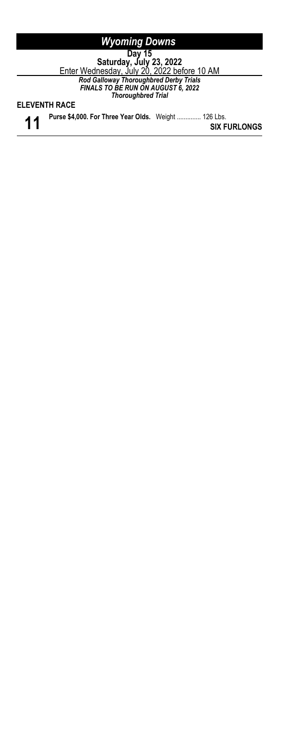# *Wyoming Downs*

**Day 15**

**Saturday, July 23, 2022**

Enter Wednesday, July 20, 2022 before 10 AM

***Rod Galloway Thoroughbred Derby Trials***

***FINALS TO BE RUN ON AUGUST 6, 2022***

***Thoroughbred Trial***

**ELEVENTH RACE**

**11**

**Purse $4,000. For Three Year Olds.** Weight .............. 126 Lbs.

**SIX FURLONGS**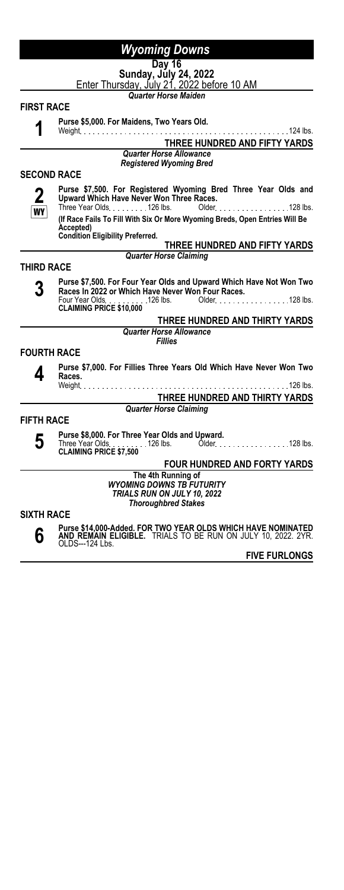# *Wyoming Downs*

**Day 16**

**Sunday, July 24, 2022**

Enter Thursday, July 21, 2022 before 10 AM

***Quarter Horse Maiden***

## FIRST RACE

**1**

**Purse $5,000. For Maidens, Two Years Old.**

Weight . . . . . . . . . . . . . . . . . . . . . . . . . . . . . . . . . . . . . . . . . . . . . . 124 lbs.

**THREE HUNDRED AND FIFTY YARDS**

***Quarter Horse Allowance***
***Registered Wyoming Bred***

## SECOND RACE

**2**
WY

**Purse $7,500. For Registered Wyoming Bred Three Year Olds and Upward Which Have Never Won Three Races.**

Three Year Olds . . . . . . . . 126 lbs. Older . . . . . . . . . . . . . . . . 128 lbs.

**(If Race Fails To Fill With Six Or More Wyoming Breds, Open Entries Will Be Accepted)**

**Condition Eligibility Preferred.**

**THREE HUNDRED AND FIFTY YARDS**

***Quarter Horse Claiming***

## THIRD RACE

**3**

**Purse $7,500. For Four Year Olds and Upward Which Have Not Won Two Races In 2022 or Which Have Never Won Four Races.**

Four Year Olds . . . . . . . . . 126 lbs. Older . . . . . . . . . . . . . . . 128 lbs.

**CLAIMING PRICE $10,000**

**THREE HUNDRED AND THIRTY YARDS**

***Quarter Horse Allowance***
***Fillies***

## FOURTH RACE

**4**

**Purse $7,000. For Fillies Three Years Old Which Have Never Won Two Races.**

Weight . . . . . . . . . . . . . . . . . . . . . . . . . . . . . . . . . . . . . . . . . . . . . . 126 lbs.

**THREE HUNDRED AND THIRTY YARDS**

***Quarter Horse Claiming***

## FIFTH RACE

**5**

**Purse $8,000. For Three Year Olds and Upward.**

Three Year Olds . . . . . . . . 126 lbs. Older . . . . . . . . . . . . . . . . 128 lbs.

**CLAIMING PRICE $7,500**

**FOUR HUNDRED AND FORTY YARDS**

**The 4th Running of**
***WYOMING DOWNS TB FUTURITY***
***TRIALS RUN ON JULY 10, 2022***
***Thoroughbred Stakes***

## SIXTH RACE

**6**

**Purse $14,000-Added. FOR TWO YEAR OLDS WHICH HAVE NOMINATED AND REMAIN ELIGIBLE.** TRIALS TO BE RUN ON JULY 10, 2022. 2YR. OLDS---124 Lbs.

**FIVE FURLONGS**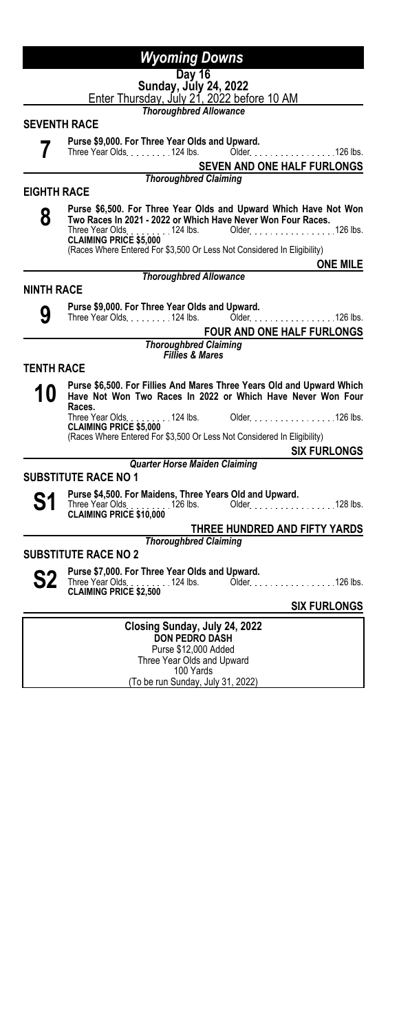# Wyoming Downs

**Day 16**
**Sunday, July 24, 2022**
Enter Thursday, July 21, 2022 before 10 AM

*Thoroughbred Allowance*

## SEVENTH RACE

**7**

**Purse $9,000. For Three Year Olds and Upward.**
Three Year Olds. . . . . . . . . 124 lbs. Older. . . . . . . . . . . . . . . . 126 lbs.

**SEVEN AND ONE HALF FURLONGS**

*Thoroughbred Claiming*

## EIGHTH RACE

**8**

**Purse $6,500. For Three Year Olds and Upward Which Have Not Won Two Races In 2021 - 2022 or Which Have Never Won Four Races.**
Three Year Olds. . . . . . . . . 124 lbs. Older. . . . . . . . . . . . . . . . 126 lbs.
**CLAIMING PRICE $5,000**
(Races Where Entered For $3,500 Or Less Not Considered In Eligibility)

**ONE MILE**

*Thoroughbred Allowance*

## NINTH RACE

**9**

**Purse $9,000. For Three Year Olds and Upward.**
Three Year Olds. . . . . . . . . 124 lbs. Older. . . . . . . . . . . . . . . . 126 lbs.

**FOUR AND ONE HALF FURLONGS**

*Thoroughbred Claiming*
*Fillies & Mares*

## TENTH RACE

**10**

**Purse $6,500. For Fillies And Mares Three Years Old and Upward Which Have Not Won Two Races In 2022 or Which Have Never Won Four Races.**
Three Year Olds. . . . . . . . . 124 lbs. Older. . . . . . . . . . . . . . . . 126 lbs.
**CLAIMING PRICE $5,000**
(Races Where Entered For $3,500 Or Less Not Considered In Eligibility)

**SIX FURLONGS**

*Quarter Horse Maiden Claiming*

## SUBSTITUTE RACE NO 1

**S1**

**Purse $4,500. For Maidens, Three Years Old and Upward.**
Three Year Olds. . . . . . . . . 126 lbs. Older. . . . . . . . . . . . . . . . 128 lbs.
**CLAIMING PRICE $10,000**

**THREE HUNDRED AND FIFTY YARDS**

*Thoroughbred Claiming*

## SUBSTITUTE RACE NO 2

**S2**

**Purse $7,000. For Three Year Olds and Upward.**
Three Year Olds. . . . . . . . . 124 lbs. Older. . . . . . . . . . . . . . . . 126 lbs.
**CLAIMING PRICE $2,500**

**SIX FURLONGS**

---

**Closing Sunday, July 24, 2022**
**DON PEDRO DASH**
Purse $12,000 Added
Three Year Olds and Upward
100 Yards
(To be run Sunday, July 31, 2022)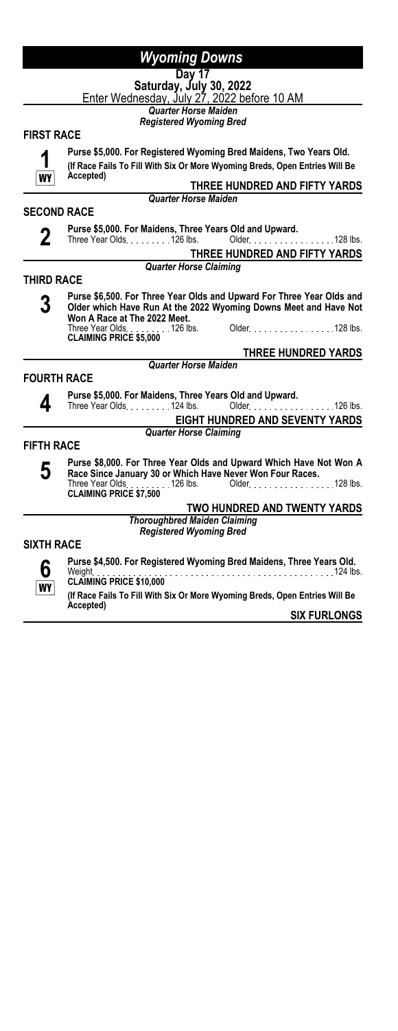# Wyoming Downs

**Day 17**
**Saturday, July 30, 2022**
Enter Wednesday, July 27, 2022 before 10 AM

*Quarter Horse Maiden*
*Registered Wyoming Bred*

## FIRST RACE

**1** WY

**Purse $5,000. For Registered Wyoming Bred Maidens, Two Years Old.**
**(If Race Fails To Fill With Six Or More Wyoming Breds, Open Entries Will Be Accepted)**

**THREE HUNDRED AND FIFTY YARDS**

*Quarter Horse Maiden*

## SECOND RACE

**2**

**Purse $5,000. For Maidens, Three Years Old and Upward.**
Three Year Olds . . . . . . . . 126 lbs. Older . . . . . . . . . . . . . . . 128 lbs.

**THREE HUNDRED AND FIFTY YARDS**

*Quarter Horse Claiming*

## THIRD RACE

**3**

**Purse $6,500. For Three Year Olds and Upward For Three Year Olds and Older which Have Run At the 2022 Wyoming Downs Meet and Have Not Won A Race at The 2022 Meet.**
Three Year Olds . . . . . . . . 126 lbs. Older . . . . . . . . . . . . . . . 128 lbs.
**CLAIMING PRICE $5,000**

**THREE HUNDRED YARDS**

*Quarter Horse Maiden*

## FOURTH RACE

**4**

**Purse $5,000. For Maidens, Three Years Old and Upward.**
Three Year Olds . . . . . . . . 124 lbs. Older . . . . . . . . . . . . . . . 126 lbs.

**EIGHT HUNDRED AND SEVENTY YARDS**

*Quarter Horse Claiming*

## FIFTH RACE

**5**

**Purse $8,000. For Three Year Olds and Upward Which Have Not Won A Race Since January 30 or Which Have Never Won Four Races.**
Three Year Olds . . . . . . . . 126 lbs. Older . . . . . . . . . . . . . . . 128 lbs.
**CLAIMING PRICE $7,500**

**TWO HUNDRED AND TWENTY YARDS**

*Thoroughbred Maiden Claiming*
*Registered Wyoming Bred*

## SIXTH RACE

**6** WY

**Purse $4,500. For Registered Wyoming Bred Maidens, Three Years Old.**
Weight . . . . . . . . . . . . . . . . . . . . . . . . . . . . . . . . . . . . . . . . . . . . . 124 lbs.
**CLAIMING PRICE $10,000**
**(If Race Fails To Fill With Six Or More Wyoming Breds, Open Entries Will Be Accepted)**

**SIX FURLONGS**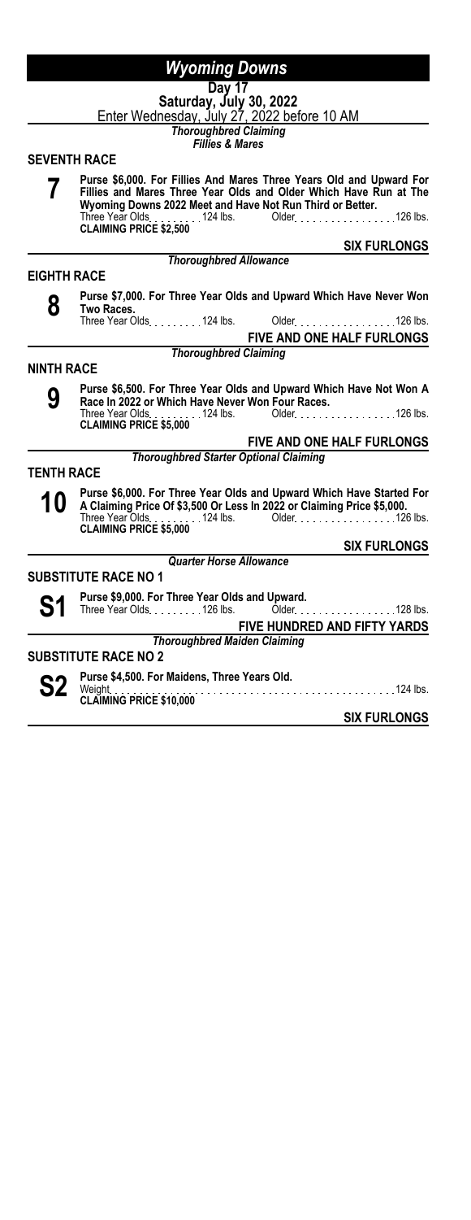# Wyoming Downs

**Day 17**
**Saturday, July 30, 2022**
Enter Wednesday, July 27, 2022 before 10 AM

*Thoroughbred Claiming*
*Fillies & Mares*

## SEVENTH RACE

**7**

**Purse $6,000. For Fillies And Mares Three Years Old and Upward For Fillies and Mares Three Year Olds and Older Which Have Run at The Wyoming Downs 2022 Meet and Have Not Run Third or Better.**
Three Year Olds . . . . . . . . 124 lbs. Older . . . . . . . . . . . . . . . 126 lbs.
**CLAIMING PRICE $2,500**

**SIX FURLONGS**

*Thoroughbred Allowance*

## EIGHTH RACE

**8**

**Purse $7,000. For Three Year Olds and Upward Which Have Never Won Two Races.**
Three Year Olds . . . . . . . . 124 lbs. Older . . . . . . . . . . . . . . . 126 lbs.

**FIVE AND ONE HALF FURLONGS**

*Thoroughbred Claiming*

## NINTH RACE

**9**

**Purse $6,500. For Three Year Olds and Upward Which Have Not Won A Race In 2022 or Which Have Never Won Four Races.**
Three Year Olds . . . . . . . . 124 lbs. Older . . . . . . . . . . . . . . . 126 lbs.
**CLAIMING PRICE $5,000**

**FIVE AND ONE HALF FURLONGS**

*Thoroughbred Starter Optional Claiming*

## TENTH RACE

**10**

**Purse $6,000. For Three Year Olds and Upward Which Have Started For A Claiming Price Of $3,500 Or Less In 2022 or Claiming Price $5,000.**
Three Year Olds . . . . . . . . 124 lbs. Older . . . . . . . . . . . . . . . 126 lbs.
**CLAIMING PRICE $5,000**

**SIX FURLONGS**

*Quarter Horse Allowance*

## SUBSTITUTE RACE NO 1

**S1**

**Purse $9,000. For Three Year Olds and Upward.**
Three Year Olds . . . . . . . . 126 lbs. Older . . . . . . . . . . . . . . . 128 lbs.

**FIVE HUNDRED AND FIFTY YARDS**

*Thoroughbred Maiden Claiming*

## SUBSTITUTE RACE NO 2

**S2**

**Purse $4,500. For Maidens, Three Years Old.**
Weight . . . . . . . . . . . . . . . . . . . . . . . . . . . . . . . . . . . . . . . . . . . . 124 lbs.
**CLAIMING PRICE $10,000**

**SIX FURLONGS**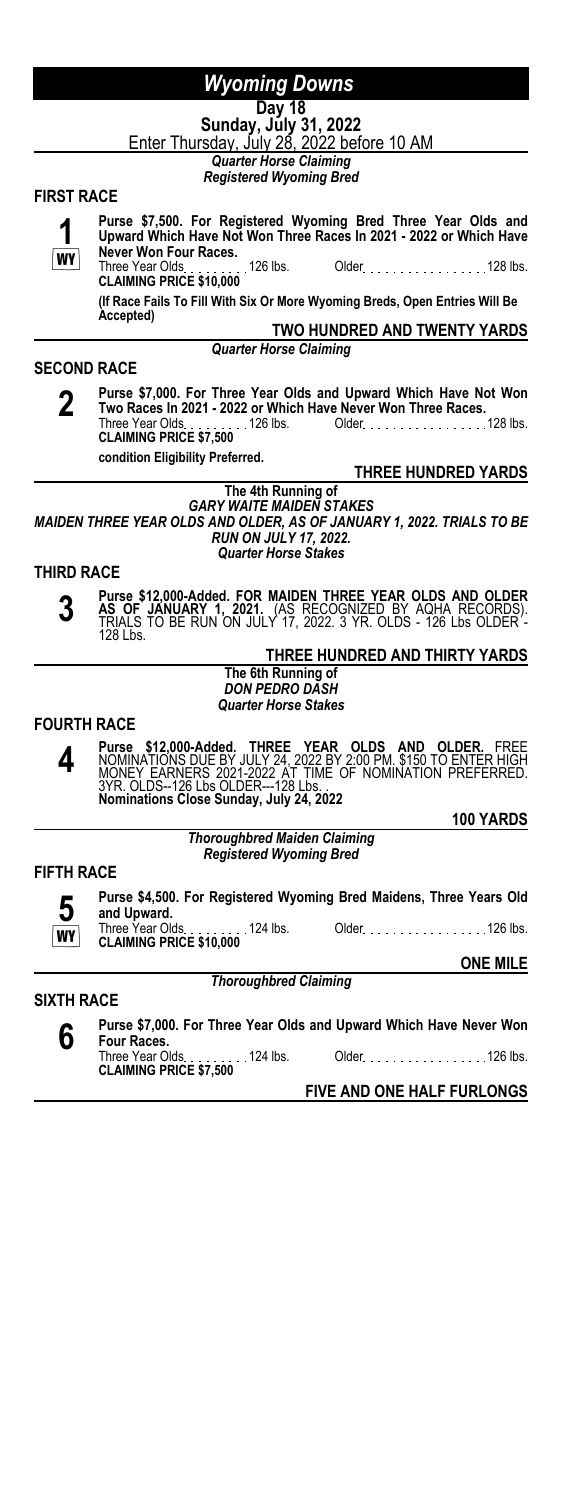# Wyoming Downs

**Day 18**

**Sunday, July 31, 2022**

Enter Thursday, July 28, 2022 before 10 AM

*Quarter Horse Claiming*
*Registered Wyoming Bred*

## FIRST RACE

**1** WY

**Purse $7,500. For Registered Wyoming Bred Three Year Olds and Upward Which Have Not Won Three Races In 2021 - 2022 or Which Have Never Won Four Races.**

Three Year Olds . . . . . . . . 126 lbs. Older . . . . . . . . . . . . . . . . 128 lbs.

**CLAIMING PRICE $10,000**

**(If Race Fails To Fill With Six Or More Wyoming Breds, Open Entries Will Be Accepted)**

**TWO HUNDRED AND TWENTY YARDS**

*Quarter Horse Claiming*

## SECOND RACE

**2**

**Purse $7,000. For Three Year Olds and Upward Which Have Not Won Two Races In 2021 - 2022 or Which Have Never Won Three Races.**

Three Year Olds . . . . . . . . 126 lbs. Older . . . . . . . . . . . . . . . . 128 lbs.

**CLAIMING PRICE $7,500**

**condition Eligibility Preferred.**

**THREE HUNDRED YARDS**

**The 4th Running of**
***GARY WAITE MAIDEN STAKES***
***MAIDEN THREE YEAR OLDS AND OLDER, AS OF JANUARY 1, 2022. TRIALS TO BE RUN ON JULY 17, 2022.***
***Quarter Horse Stakes***

## THIRD RACE

**3**

**Purse $12,000-Added. FOR MAIDEN THREE YEAR OLDS AND OLDER AS OF JANUARY 1, 2021.** (AS RECOGNIZED BY AQHA RECORDS). TRIALS TO BE RUN ON JULY 17, 2022. 3 YR. OLDS - 126 Lbs OLDER - 128 Lbs.

**THREE HUNDRED AND THIRTY YARDS**

**The 6th Running of**
***DON PEDRO DASH***
***Quarter Horse Stakes***

## FOURTH RACE

**4**

**Purse $12,000-Added. THREE YEAR OLDS AND OLDER.** FREE NOMINATIONS DUE BY JULY 24, 2022 BY 2:00 PM. $150 TO ENTER HIGH MONEY EARNERS 2021-2022 AT TIME OF NOMINATION PREFERRED. 3YR. OLDS--126 Lbs OLDER---128 Lbs. .

**Nominations Close Sunday, July 24, 2022**

**100 YARDS**

*Thoroughbred Maiden Claiming*
*Registered Wyoming Bred*

## FIFTH RACE

**5** WY

**Purse $4,500. For Registered Wyoming Bred Maidens, Three Years Old and Upward.**

Three Year Olds . . . . . . . . 124 lbs. Older . . . . . . . . . . . . . . . . 126 lbs.

**CLAIMING PRICE $10,000**

**ONE MILE**

*Thoroughbred Claiming*

## SIXTH RACE

**6**

**Purse $7,000. For Three Year Olds and Upward Which Have Never Won Four Races.**

Three Year Olds . . . . . . . . 124 lbs. Older . . . . . . . . . . . . . . . . 126 lbs.

**CLAIMING PRICE $7,500**

**FIVE AND ONE HALF FURLONGS**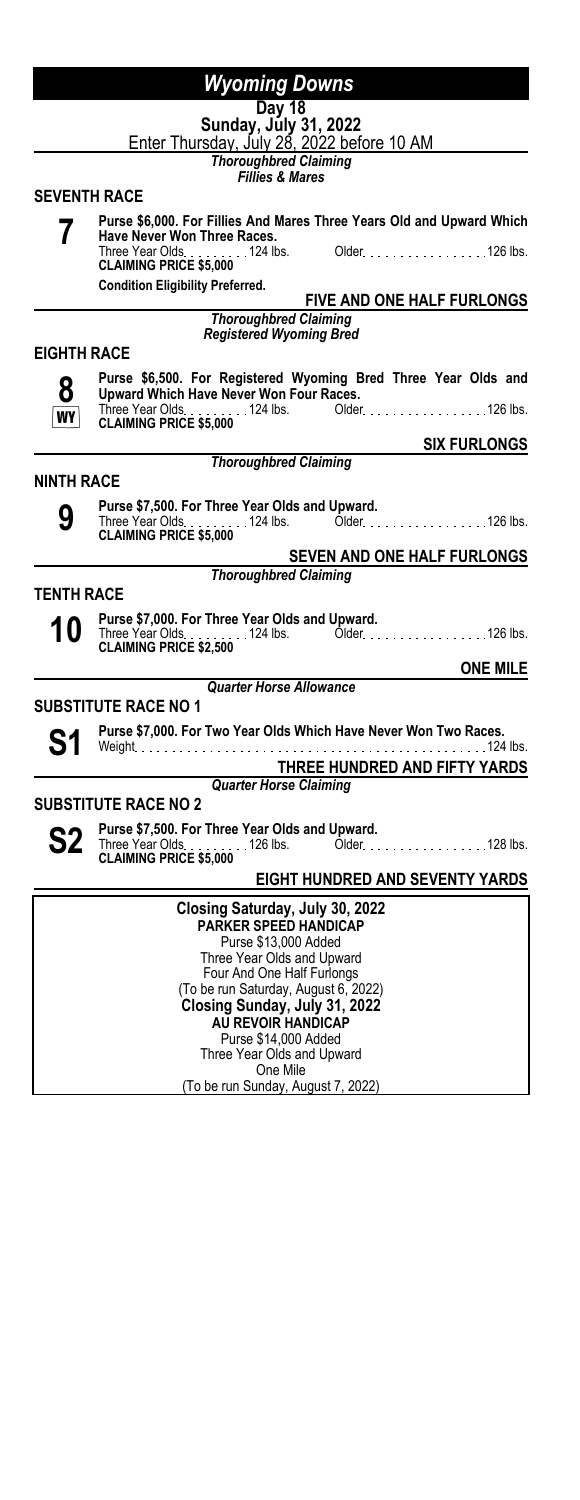# Wyoming Downs

**Day 18**
**Sunday, July 31, 2022**
Enter Thursday, July 28, 2022 before 10 AM

*Thoroughbred Claiming*
*Fillies & Mares*

## SEVENTH RACE

**7**

**Purse $6,000. For Fillies And Mares Three Years Old and Upward Which Have Never Won Three Races.**
Three Year Olds . . . . . . . . . 124 lbs. Older . . . . . . . . . . . . . . . . 126 lbs.
**CLAIMING PRICE $5,000**
**Condition Eligibility Preferred.**

**FIVE AND ONE HALF FURLONGS**

*Thoroughbred Claiming*
*Registered Wyoming Bred*

## EIGHTH RACE

**8**
**WY**

**Purse $6,500. For Registered Wyoming Bred Three Year Olds and Upward Which Have Never Won Four Races.**
Three Year Olds . . . . . . . . . 124 lbs. Older . . . . . . . . . . . . . . . . 126 lbs.
**CLAIMING PRICE $5,000**

**SIX FURLONGS**

*Thoroughbred Claiming*

## NINTH RACE

**9**

**Purse $7,500. For Three Year Olds and Upward.**
Three Year Olds . . . . . . . . . 124 lbs. Older . . . . . . . . . . . . . . . . 126 lbs.
**CLAIMING PRICE $5,000**

**SEVEN AND ONE HALF FURLONGS**

*Thoroughbred Claiming*

## TENTH RACE

**10**

**Purse $7,000. For Three Year Olds and Upward.**
Three Year Olds . . . . . . . . . 124 lbs. Older . . . . . . . . . . . . . . . . 126 lbs.
**CLAIMING PRICE $2,500**

**ONE MILE**

*Quarter Horse Allowance*

## SUBSTITUTE RACE NO 1

**S1**

**Purse $7,000. For Two Year Olds Which Have Never Won Two Races.**
Weight . . . . . . . . . . . . . . . . . . . . . . . . . . . . . . . . . . . . . . . . . . . . 124 lbs.

**THREE HUNDRED AND FIFTY YARDS**

*Quarter Horse Claiming*

## SUBSTITUTE RACE NO 2

**S2**

**Purse $7,500. For Three Year Olds and Upward.**
Three Year Olds . . . . . . . . . 126 lbs. Older . . . . . . . . . . . . . . . . 128 lbs.
**CLAIMING PRICE $5,000**

**EIGHT HUNDRED AND SEVENTY YARDS**

---

**Closing Saturday, July 30, 2022**
**PARKER SPEED HANDICAP**
Purse $13,000 Added
Three Year Olds and Upward
Four And One Half Furlongs
(To be run Saturday, August 6, 2022)

**Closing Sunday, July 31, 2022**
**AU REVOIR HANDICAP**
Purse $14,000 Added
Three Year Olds and Upward
One Mile
(To be run Sunday, August 7, 2022)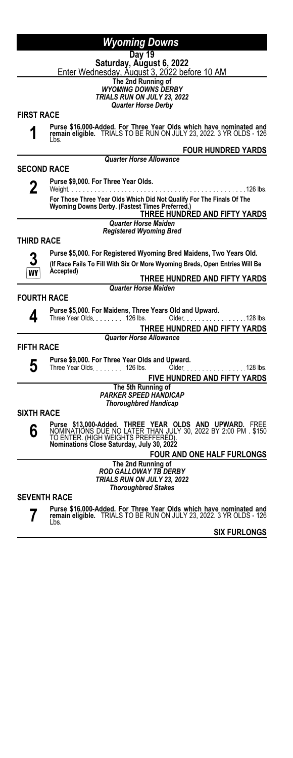# Wyoming Downs

**Day 19**

**Saturday, August 6, 2022**

Enter Wednesday, August 3, 2022 before 10 AM

**The 2nd Running of**

***WYOMING DOWNS DERBY***

***TRIALS RUN ON JULY 23, 2022***

***Quarter Horse Derby***

## FIRST RACE

**1**

**Purse $16,000-Added. For Three Year Olds which have nominated and remain eligible.** TRIALS TO BE RUN ON JULY 23, 2022. 3 YR OLDS - 126 Lbs.

**FOUR HUNDRED YARDS**

***Quarter Horse Allowance***

## SECOND RACE

**2**

**Purse $9,000. For Three Year Olds.**

Weight . . . . . . . . . . . . . . . . . . . . . . . . . . . . . . . . . . . . . . . . . . . . . 126 lbs.

**For Those Three Year Olds Which Did Not Qualify For The Finals Of The Wyoming Downs Derby. (Fastest Times Preferred.)**

**THREE HUNDRED AND FIFTY YARDS**

***Quarter Horse Maiden***

***Registered Wyoming Bred***

## THIRD RACE

**3**
**WY**

**Purse $5,000. For Registered Wyoming Bred Maidens, Two Years Old.**

**(If Race Fails To Fill With Six Or More Wyoming Breds, Open Entries Will Be Accepted)**

**THREE HUNDRED AND FIFTY YARDS**

***Quarter Horse Maiden***

## FOURTH RACE

**4**

**Purse $5,000. For Maidens, Three Years Old and Upward.**

Three Year Olds . . . . . . . . 126 lbs. Older . . . . . . . . . . . . . . . . 128 lbs.

**THREE HUNDRED AND FIFTY YARDS**

***Quarter Horse Allowance***

## FIFTH RACE

**5**

**Purse $9,000. For Three Year Olds and Upward.**

Three Year Olds . . . . . . . . 126 lbs. Older . . . . . . . . . . . . . . . . 128 lbs.

**FIVE HUNDRED AND FIFTY YARDS**

**The 5th Running of**

***PARKER SPEED HANDICAP***

***Thoroughbred Handicap***

## SIXTH RACE

**6**

**Purse $13,000-Added. THREE YEAR OLDS AND UPWARD.** FREE NOMINATIONS DUE NO LATER THAN JULY 30, 2022 BY 2:00 PM . $150 TO ENTER. (HIGH WEIGHTS PREFFERED).

**Nominations Close Saturday, July 30, 2022**

**FOUR AND ONE HALF FURLONGS**

**The 2nd Running of**

***ROD GALLOWAY TB DERBY***

***TRIALS RUN ON JULY 23, 2022***

***Thoroughbred Stakes***

## SEVENTH RACE

**7**

**Purse $16,000-Added. For Three Year Olds which have nominated and remain eligible.** TRIALS TO BE RUN ON JULY 23, 2022. 3 YR OLDS - 126 Lbs.

**SIX FURLONGS**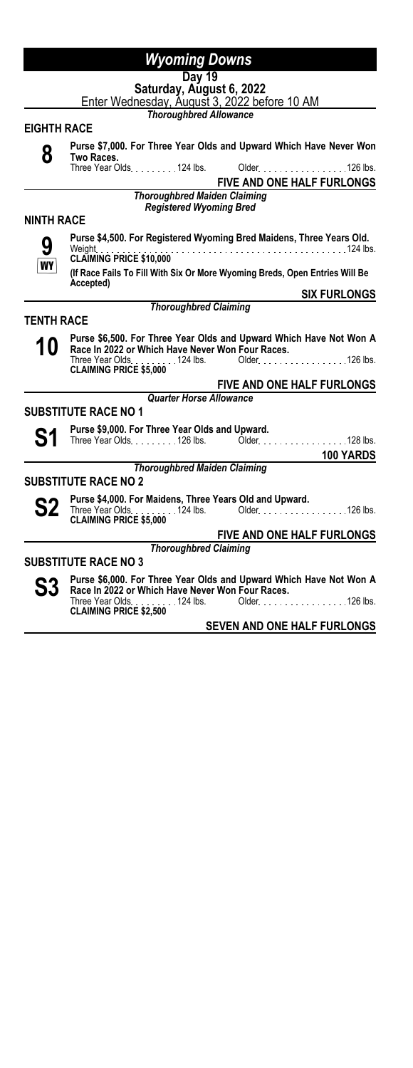# Wyoming Downs

**Day 19**

**Saturday, August 6, 2022**

Enter Wednesday, August 3, 2022 before 10 AM

*Thoroughbred Allowance*

## EIGHTH RACE

**8**

**Purse $7,000. For Three Year Olds and Upward Which Have Never Won Two Races.**

Three Year Olds . . . . . . . . 124 lbs. Older . . . . . . . . . . . . . . . 126 lbs.

**FIVE AND ONE HALF FURLONGS**

*Thoroughbred Maiden Claiming*
*Registered Wyoming Bred*

## NINTH RACE

**9**
**WY**

**Purse $4,500. For Registered Wyoming Bred Maidens, Three Years Old.**

Weight . . . . . . . . . . . . . . . . . . . . . . . . . . . . . . . . . . . . . . . . . . . . . 124 lbs.

**CLAIMING PRICE $10,000**

**(If Race Fails To Fill With Six Or More Wyoming Breds, Open Entries Will Be Accepted)**

**SIX FURLONGS**

*Thoroughbred Claiming*

## TENTH RACE

**10**

**Purse $6,500. For Three Year Olds and Upward Which Have Not Won A Race In 2022 or Which Have Never Won Four Races.**

Three Year Olds . . . . . . . . 124 lbs. Older . . . . . . . . . . . . . . . 126 lbs.

**CLAIMING PRICE $5,000**

**FIVE AND ONE HALF FURLONGS**

*Quarter Horse Allowance*

## SUBSTITUTE RACE NO 1

**S1**

**Purse $9,000. For Three Year Olds and Upward.**

Three Year Olds . . . . . . . . 126 lbs. Older . . . . . . . . . . . . . . . 128 lbs.

**100 YARDS**

*Thoroughbred Maiden Claiming*

## SUBSTITUTE RACE NO 2

**S2**

**Purse $4,000. For Maidens, Three Years Old and Upward.**

Three Year Olds . . . . . . . . 124 lbs. Older . . . . . . . . . . . . . . . 126 lbs.

**CLAIMING PRICE $5,000**

**FIVE AND ONE HALF FURLONGS**

*Thoroughbred Claiming*

## SUBSTITUTE RACE NO 3

**S3**

**Purse $6,000. For Three Year Olds and Upward Which Have Not Won A Race In 2022 or Which Have Never Won Four Races.**

Three Year Olds . . . . . . . . 124 lbs. Older . . . . . . . . . . . . . . . 126 lbs.

**CLAIMING PRICE $2,500**

**SEVEN AND ONE HALF FURLONGS**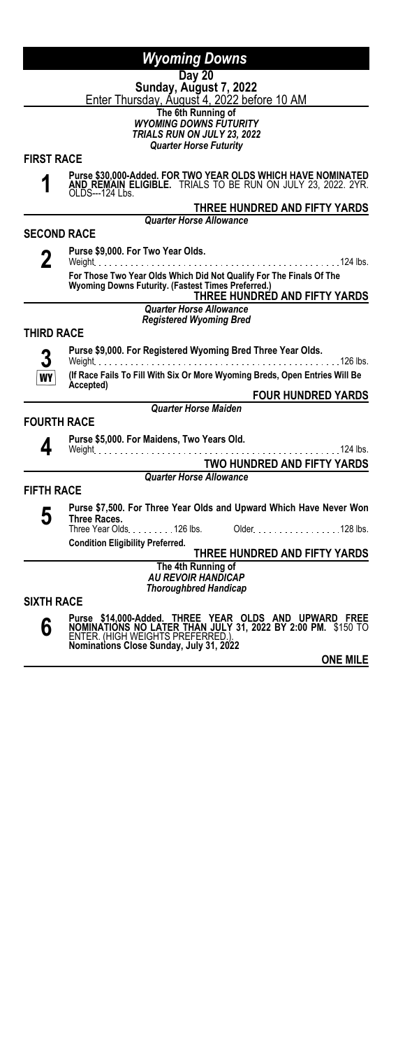# *Wyoming Downs*

**Day 20**
**Sunday, August 7, 2022**
Enter Thursday, August 4, 2022 before 10 AM

**The 6th Running of**
***WYOMING DOWNS FUTURITY***
***TRIALS RUN ON JULY 23, 2022***
***Quarter Horse Futurity***

## FIRST RACE

**1**

**Purse $30,000-Added. FOR TWO YEAR OLDS WHICH HAVE NOMINATED AND REMAIN ELIGIBLE.** TRIALS TO BE RUN ON JULY 23, 2022. 2YR. OLDS---124 Lbs.

**THREE HUNDRED AND FIFTY YARDS**

***Quarter Horse Allowance***

## SECOND RACE

**2**

**Purse $9,000. For Two Year Olds.**
Weight . . . . . . . . . . 124 lbs.

**For Those Two Year Olds Which Did Not Qualify For The Finals Of The Wyoming Downs Futurity. (Fastest Times Preferred.)**

**THREE HUNDRED AND FIFTY YARDS**

***Quarter Horse Allowance***
***Registered Wyoming Bred***

## THIRD RACE

**3** WY

**Purse $9,000. For Registered Wyoming Bred Three Year Olds.**
Weight . . . . . . . . . . 126 lbs.

**(If Race Fails To Fill With Six Or More Wyoming Breds, Open Entries Will Be Accepted)**

**FOUR HUNDRED YARDS**

***Quarter Horse Maiden***

## FOURTH RACE

**4**

**Purse $5,000. For Maidens, Two Years Old.**
Weight . . . . . . . . . . 124 lbs.

**TWO HUNDRED AND FIFTY YARDS**

***Quarter Horse Allowance***

## FIFTH RACE

**5**

**Purse $7,500. For Three Year Olds and Upward Which Have Never Won Three Races.**
Three Year Olds . . . . . . . . 126 lbs. Older . . . . . . . . 128 lbs.

**Condition Eligibility Preferred.**

**THREE HUNDRED AND FIFTY YARDS**

**The 4th Running of**
***AU REVOIR HANDICAP***
***Thoroughbred Handicap***

## SIXTH RACE

**6**

**Purse $14,000-Added. THREE YEAR OLDS AND UPWARD FREE NOMINATIONS NO LATER THAN JULY 31, 2022 BY 2:00 PM.** $150 TO ENTER. (HIGH WEIGHTS PREFERRED.).
**Nominations Close Sunday, July 31, 2022**

**ONE MILE**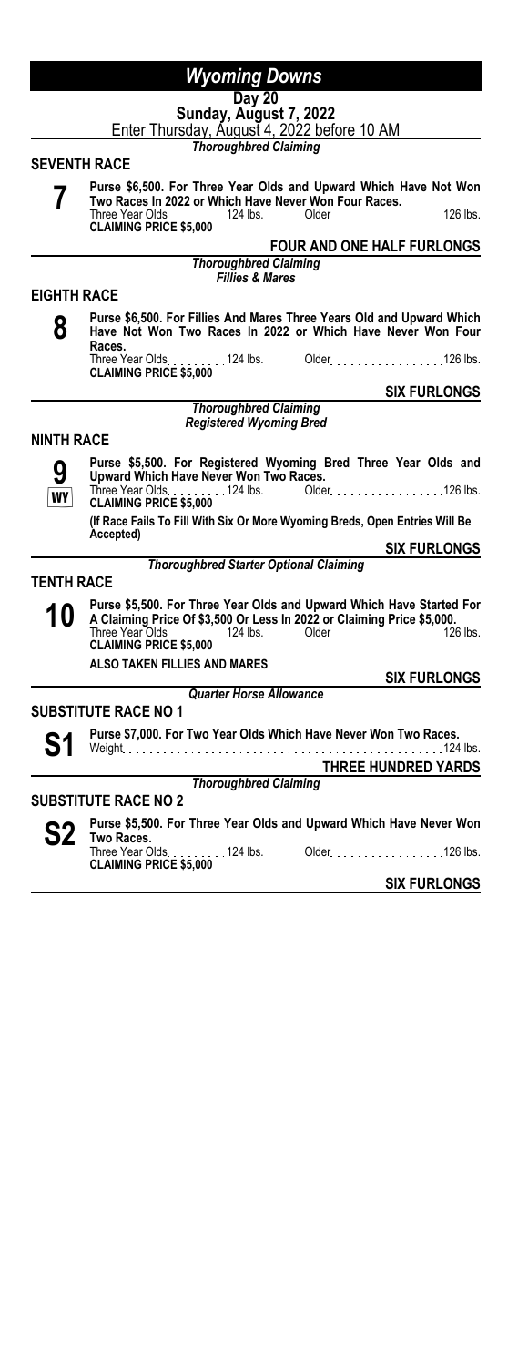# Wyoming Downs

**Day 20**

**Sunday, August 7, 2022**

Enter Thursday, August 4, 2022 before 10 AM

*Thoroughbred Claiming*

## SEVENTH RACE

**7**

**Purse $6,500. For Three Year Olds and Upward Which Have Not Won Two Races In 2022 or Which Have Never Won Four Races.**

Three Year Olds . . . . . . . . . 124 lbs. Older . . . . . . . . . . . . . . . . 126 lbs.

**CLAIMING PRICE $5,000**

**FOUR AND ONE HALF FURLONGS**

*Thoroughbred Claiming*

*Fillies & Mares*

## EIGHTH RACE

**8**

**Purse $6,500. For Fillies And Mares Three Years Old and Upward Which Have Not Won Two Races In 2022 or Which Have Never Won Four Races.**

Three Year Olds . . . . . . . . . 124 lbs. Older . . . . . . . . . . . . . . . . 126 lbs.

**CLAIMING PRICE $5,000**

**SIX FURLONGS**

*Thoroughbred Claiming*

*Registered Wyoming Bred*

## NINTH RACE

**9**

WY

**Purse $5,500. For Registered Wyoming Bred Three Year Olds and Upward Which Have Never Won Two Races.**

Three Year Olds . . . . . . . . . 124 lbs. Older . . . . . . . . . . . . . . . . 126 lbs.

**CLAIMING PRICE $5,000**

**(If Race Fails To Fill With Six Or More Wyoming Breds, Open Entries Will Be Accepted)**

**SIX FURLONGS**

*Thoroughbred Starter Optional Claiming*

## TENTH RACE

**10**

**Purse $5,500. For Three Year Olds and Upward Which Have Started For A Claiming Price Of $3,500 Or Less In 2022 or Claiming Price $5,000.**

Three Year Olds . . . . . . . . . 124 lbs. Older . . . . . . . . . . . . . . . . 126 lbs.

**CLAIMING PRICE $5,000**

**ALSO TAKEN FILLIES AND MARES**

**SIX FURLONGS**

*Quarter Horse Allowance*

## SUBSTITUTE RACE NO 1

**S1**

**Purse $7,000. For Two Year Olds Which Have Never Won Two Races.**

Weight . . . . . . . . . . . . . . . . . . . . . . . . . . . . . . . . . . . . . . . . . . . . . 124 lbs.

**THREE HUNDRED YARDS**

*Thoroughbred Claiming*

## SUBSTITUTE RACE NO 2

**S2**

**Purse $5,500. For Three Year Olds and Upward Which Have Never Won Two Races.**

Three Year Olds . . . . . . . . . 124 lbs. Older . . . . . . . . . . . . . . . . 126 lbs.

**CLAIMING PRICE $5,000**

**SIX FURLONGS**